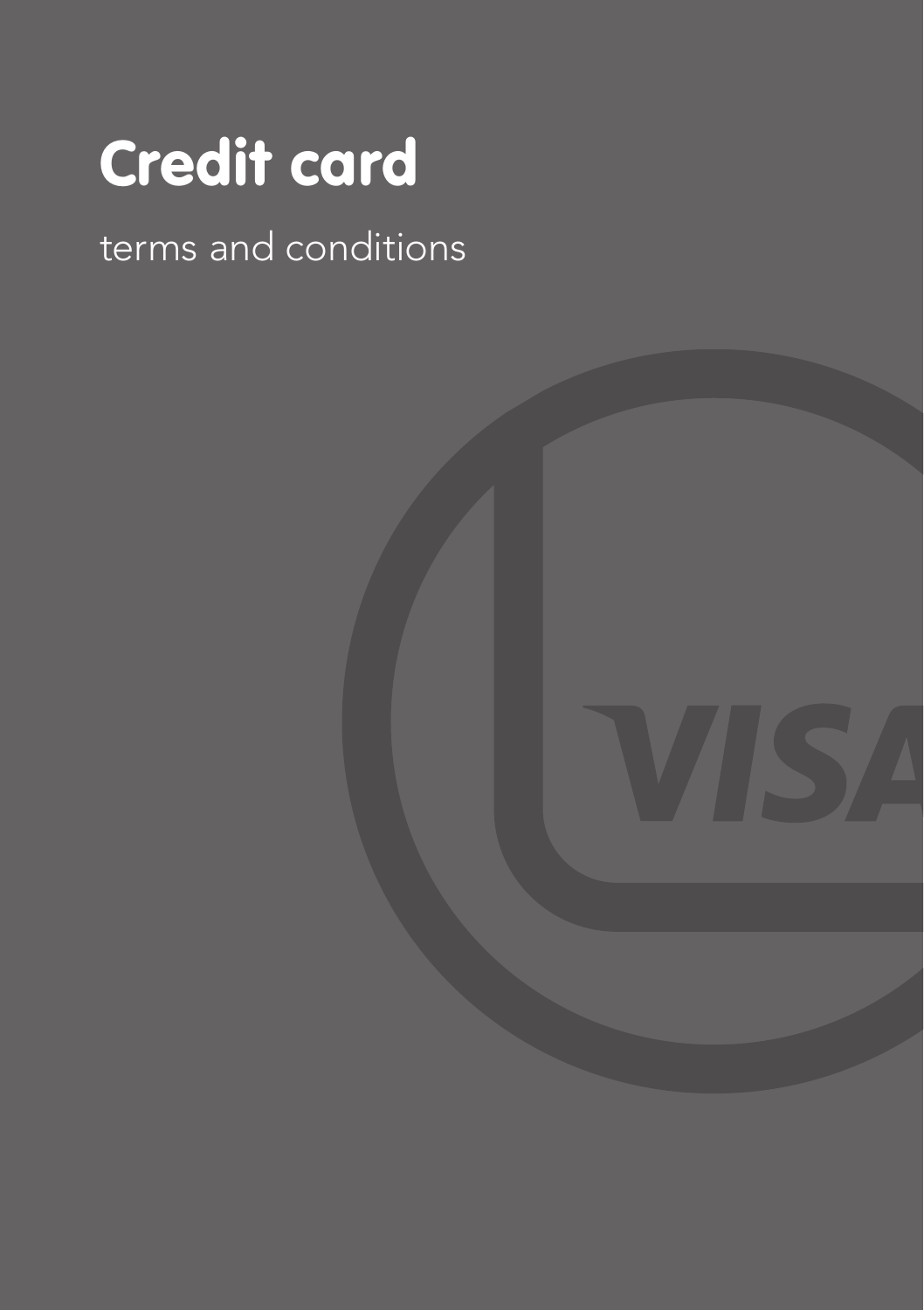# Credit card

terms and conditions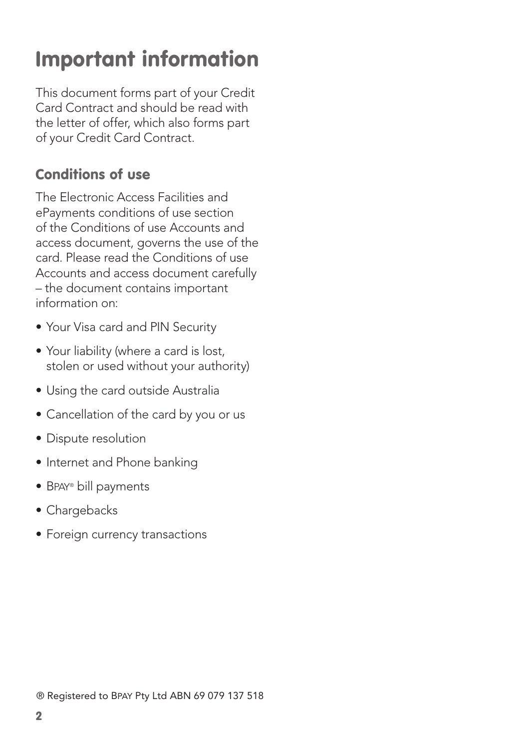# Important information

This document forms part of your Credit Card Contract and should be read with the letter of offer, which also forms part of your Credit Card Contract.

## Conditions of use

The Electronic Access Facilities and ePayments conditions of use section of the Conditions of use Accounts and access document, governs the use of the card. Please read the Conditions of use Accounts and access document carefully – the document contains important information on:

- Your Visa card and PIN Security
- Your liability (where a card is lost, stolen or used without your authority)
- Using the card outside Australia
- Cancellation of the card by you or us
- Dispute resolution
- Internet and Phone banking
- BPAY® bill payments
- Chargebacks
- Foreign currency transactions

® Registered to BPAY Pty Ltd ABN 69 079 137 518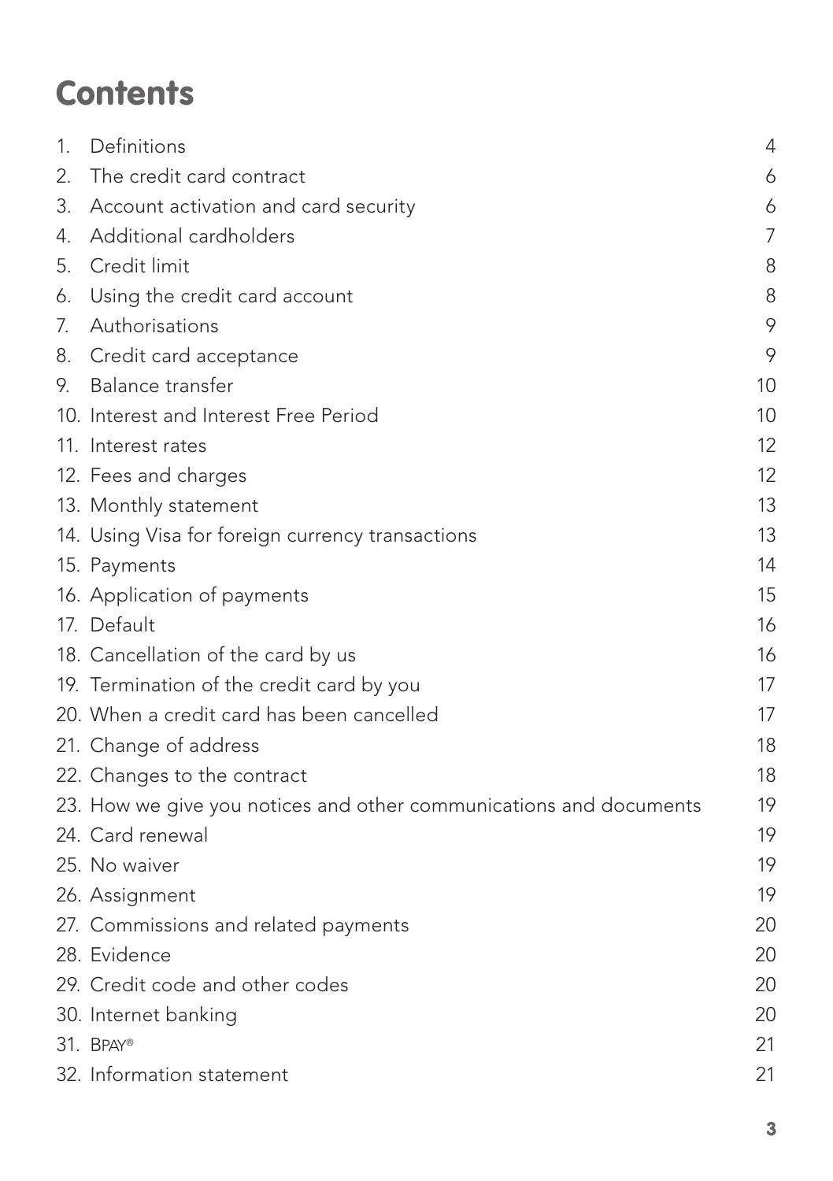# Contents

| | | |
|---|---|---|
| 1. | Definitions | 4 |
| 2. | The credit card contract | 6 |
| 3. | Account activation and card security | 6 |
| 4. | Additional cardholders | 7 |
| 5. | Credit limit | 8 |
| 6. | Using the credit card account | 8 |
| 7. | Authorisations | 9 |
| 8. | Credit card acceptance | 9 |
| 9. | Balance transfer | 10 |
| 10. | Interest and Interest Free Period | 10 |
| 11. | Interest rates | 12 |
| 12. | Fees and charges | 12 |
| 13. | Monthly statement | 13 |
| 14. | Using Visa for foreign currency transactions | 13 |
| 15. | Payments | 14 |
| 16. | Application of payments | 15 |
| 17. | Default | 16 |
| 18. | Cancellation of the card by us | 16 |
| 19. | Termination of the credit card by you | 17 |
| 20. | When a credit card has been cancelled | 17 |
| 21. | Change of address | 18 |
| 22. | Changes to the contract | 18 |
| 23. | How we give you notices and other communications and documents | 19 |
| 24. | Card renewal | 19 |
| 25. | No waiver | 19 |
| 26. | Assignment | 19 |
| 27. | Commissions and related payments | 20 |
| 28. | Evidence | 20 |
| 29. | Credit code and other codes | 20 |
| 30. | Internet banking | 20 |
| 31. | BPAY® | 21 |
| 32. | Information statement | 21 |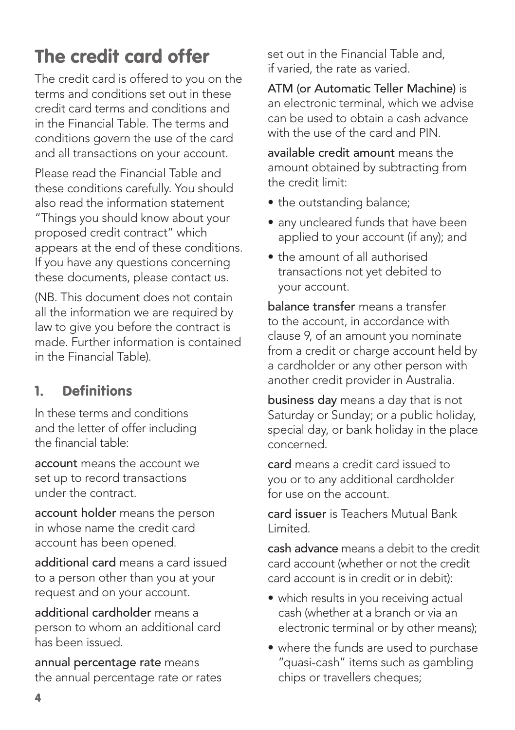# The credit card offer

The credit card is offered to you on the terms and conditions set out in these credit card terms and conditions and in the Financial Table. The terms and conditions govern the use of the card and all transactions on your account.

Please read the Financial Table and these conditions carefully. You should also read the information statement "Things you should know about your proposed credit contract" which appears at the end of these conditions. If you have any questions concerning these documents, please contact us.

(NB. This document does not contain all the information we are required by law to give you before the contract is made. Further information is contained in the Financial Table).

## 1. Definitions

In these terms and conditions and the letter of offer including the financial table:

**account** means the account we set up to record transactions under the contract.

**account holder** means the person in whose name the credit card account has been opened.

**additional card** means a card issued to a person other than you at your request and on your account.

**additional cardholder** means a person to whom an additional card has been issued.

**annual percentage rate** means the annual percentage rate or rates set out in the Financial Table and, if varied, the rate as varied.

**ATM (or Automatic Teller Machine)** is an electronic terminal, which we advise can be used to obtain a cash advance with the use of the card and PIN.

**available credit amount** means the amount obtained by subtracting from the credit limit:

- the outstanding balance;
- any uncleared funds that have been applied to your account (if any); and
- the amount of all authorised transactions not yet debited to your account.

**balance transfer** means a transfer to the account, in accordance with clause 9, of an amount you nominate from a credit or charge account held by a cardholder or any other person with another credit provider in Australia.

**business day** means a day that is not Saturday or Sunday; or a public holiday, special day, or bank holiday in the place concerned.

**card** means a credit card issued to you or to any additional cardholder for use on the account.

**card issuer** is Teachers Mutual Bank Limited.

**cash advance** means a debit to the credit card account (whether or not the credit card account is in credit or in debit):

- which results in you receiving actual cash (whether at a branch or via an electronic terminal or by other means);
- where the funds are used to purchase "quasi-cash" items such as gambling chips or travellers cheques;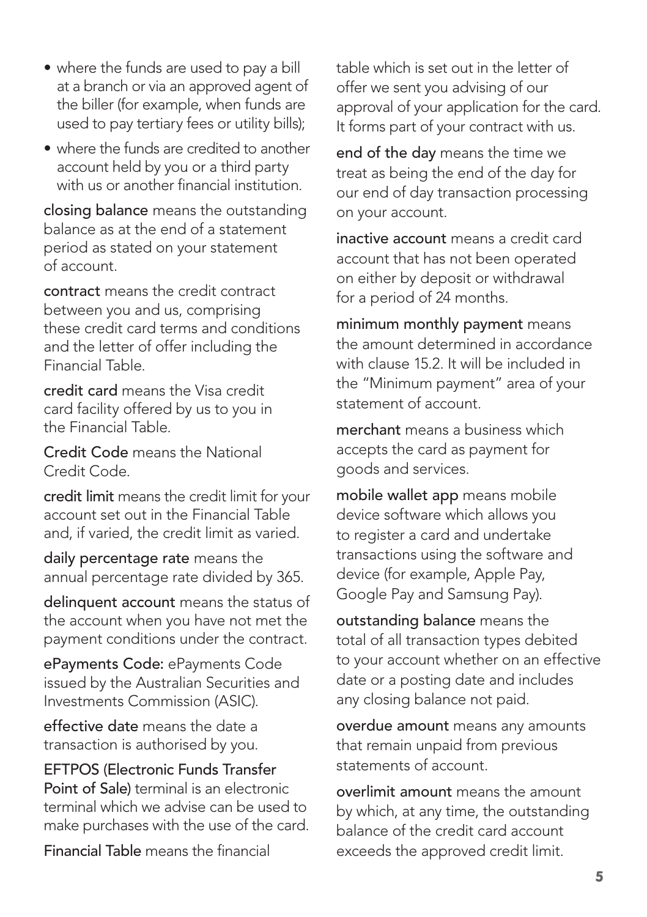- where the funds are used to pay a bill at a branch or via an approved agent of the biller (for example, when funds are used to pay tertiary fees or utility bills);
- where the funds are credited to another account held by you or a third party with us or another financial institution.

**closing balance** means the outstanding balance as at the end of a statement period as stated on your statement of account.

**contract** means the credit contract between you and us, comprising these credit card terms and conditions and the letter of offer including the Financial Table.

**credit card** means the Visa credit card facility offered by us to you in the Financial Table.

**Credit Code** means the National Credit Code.

**credit limit** means the credit limit for your account set out in the Financial Table and, if varied, the credit limit as varied.

**daily percentage rate** means the annual percentage rate divided by 365.

**delinquent account** means the status of the account when you have not met the payment conditions under the contract.

**ePayments Code:** ePayments Code issued by the Australian Securities and Investments Commission (ASIC).

**effective date** means the date a transaction is authorised by you.

**EFTPOS (Electronic Funds Transfer Point of Sale)** terminal is an electronic terminal which we advise can be used to make purchases with the use of the card.

**Financial Table** means the financial table which is set out in the letter of offer we sent you advising of our approval of your application for the card. It forms part of your contract with us.

**end of the day** means the time we treat as being the end of the day for our end of day transaction processing on your account.

**inactive account** means a credit card account that has not been operated on either by deposit or withdrawal for a period of 24 months.

**minimum monthly payment** means the amount determined in accordance with clause 15.2. It will be included in the "Minimum payment" area of your statement of account.

**merchant** means a business which accepts the card as payment for goods and services.

**mobile wallet app** means mobile device software which allows you to register a card and undertake transactions using the software and device (for example, Apple Pay, Google Pay and Samsung Pay).

**outstanding balance** means the total of all transaction types debited to your account whether on an effective date or a posting date and includes any closing balance not paid.

**overdue amount** means any amounts that remain unpaid from previous statements of account.

**overlimit amount** means the amount by which, at any time, the outstanding balance of the credit card account exceeds the approved credit limit.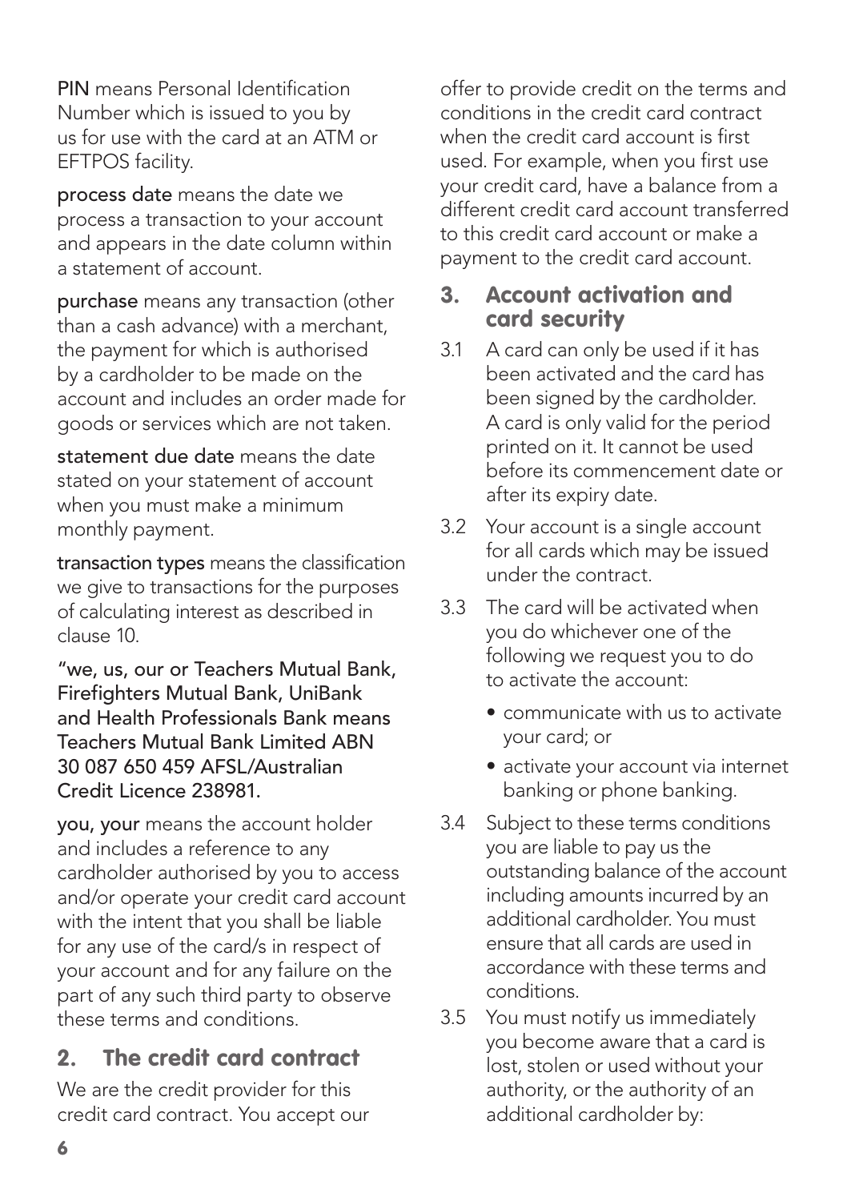**PIN** means Personal Identification Number which is issued to you by us for use with the card at an ATM or EFTPOS facility.

**process date** means the date we process a transaction to your account and appears in the date column within a statement of account.

**purchase** means any transaction (other than a cash advance) with a merchant, the payment for which is authorised by a cardholder to be made on the account and includes an order made for goods or services which are not taken.

**statement due date** means the date stated on your statement of account when you must make a minimum monthly payment.

**transaction types** means the classification we give to transactions for the purposes of calculating interest as described in clause 10.

**"we, us, our or Teachers Mutual Bank, Firefighters Mutual Bank, UniBank and Health Professionals Bank means Teachers Mutual Bank Limited ABN 30 087 650 459 AFSL/Australian Credit Licence 238981.**

**you, your** means the account holder and includes a reference to any cardholder authorised by you to access and/or operate your credit card account with the intent that you shall be liable for any use of the card/s in respect of your account and for any failure on the part of any such third party to observe these terms and conditions.

## 2. The credit card contract

We are the credit provider for this credit card contract. You accept our offer to provide credit on the terms and conditions in the credit card contract when the credit card account is first used. For example, when you first use your credit card, have a balance from a different credit card account transferred to this credit card account or make a payment to the credit card account.

## 3. Account activation and card security

3.1 A card can only be used if it has been activated and the card has been signed by the cardholder. A card is only valid for the period printed on it. It cannot be used before its commencement date or after its expiry date.

3.2 Your account is a single account for all cards which may be issued under the contract.

3.3 The card will be activated when you do whichever one of the following we request you to do to activate the account:

- communicate with us to activate your card; or
- activate your account via internet banking or phone banking.

3.4 Subject to these terms conditions you are liable to pay us the outstanding balance of the account including amounts incurred by an additional cardholder. You must ensure that all cards are used in accordance with these terms and conditions.

3.5 You must notify us immediately you become aware that a card is lost, stolen or used without your authority, or the authority of an additional cardholder by: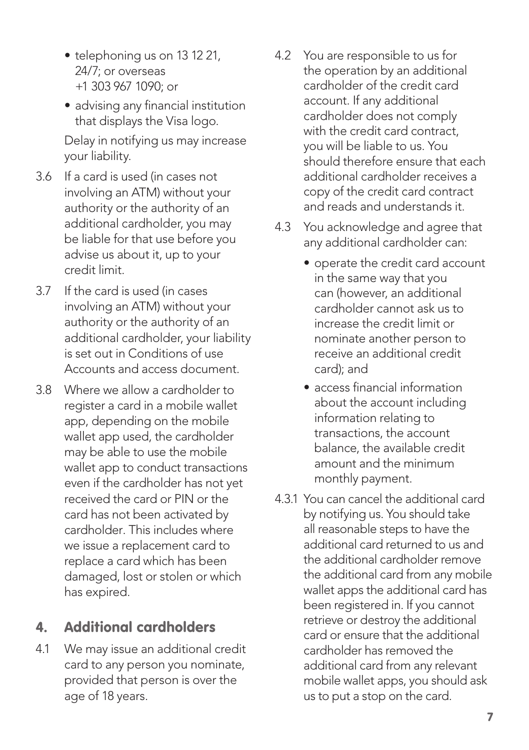- telephoning us on 13 12 21, 24/7; or overseas +1 303 967 1090; or
- advising any financial institution that displays the Visa logo.

Delay in notifying us may increase your liability.

3.6 If a card is used (in cases not involving an ATM) without your authority or the authority of an additional cardholder, you may be liable for that use before you advise us about it, up to your credit limit.

3.7 If the card is used (in cases involving an ATM) without your authority or the authority of an additional cardholder, your liability is set out in Conditions of use Accounts and access document.

3.8 Where we allow a cardholder to register a card in a mobile wallet app, depending on the mobile wallet app used, the cardholder may be able to use the mobile wallet app to conduct transactions even if the cardholder has not yet received the card or PIN or the card has not been activated by cardholder. This includes where we issue a replacement card to replace a card which has been damaged, lost or stolen or which has expired.

## 4. Additional cardholders

4.1 We may issue an additional credit card to any person you nominate, provided that person is over the age of 18 years.

4.2 You are responsible to us for the operation by an additional cardholder of the credit card account. If any additional cardholder does not comply with the credit card contract, you will be liable to us. You should therefore ensure that each additional cardholder receives a copy of the credit card contract and reads and understands it.

4.3 You acknowledge and agree that any additional cardholder can:

- operate the credit card account in the same way that you can (however, an additional cardholder cannot ask us to increase the credit limit or nominate another person to receive an additional credit card); and
- access financial information about the account including information relating to transactions, the account balance, the available credit amount and the minimum monthly payment.

4.3.1 You can cancel the additional card by notifying us. You should take all reasonable steps to have the additional card returned to us and the additional cardholder remove the additional card from any mobile wallet apps the additional card has been registered in. If you cannot retrieve or destroy the additional card or ensure that the additional cardholder has removed the additional card from any relevant mobile wallet apps, you should ask us to put a stop on the card.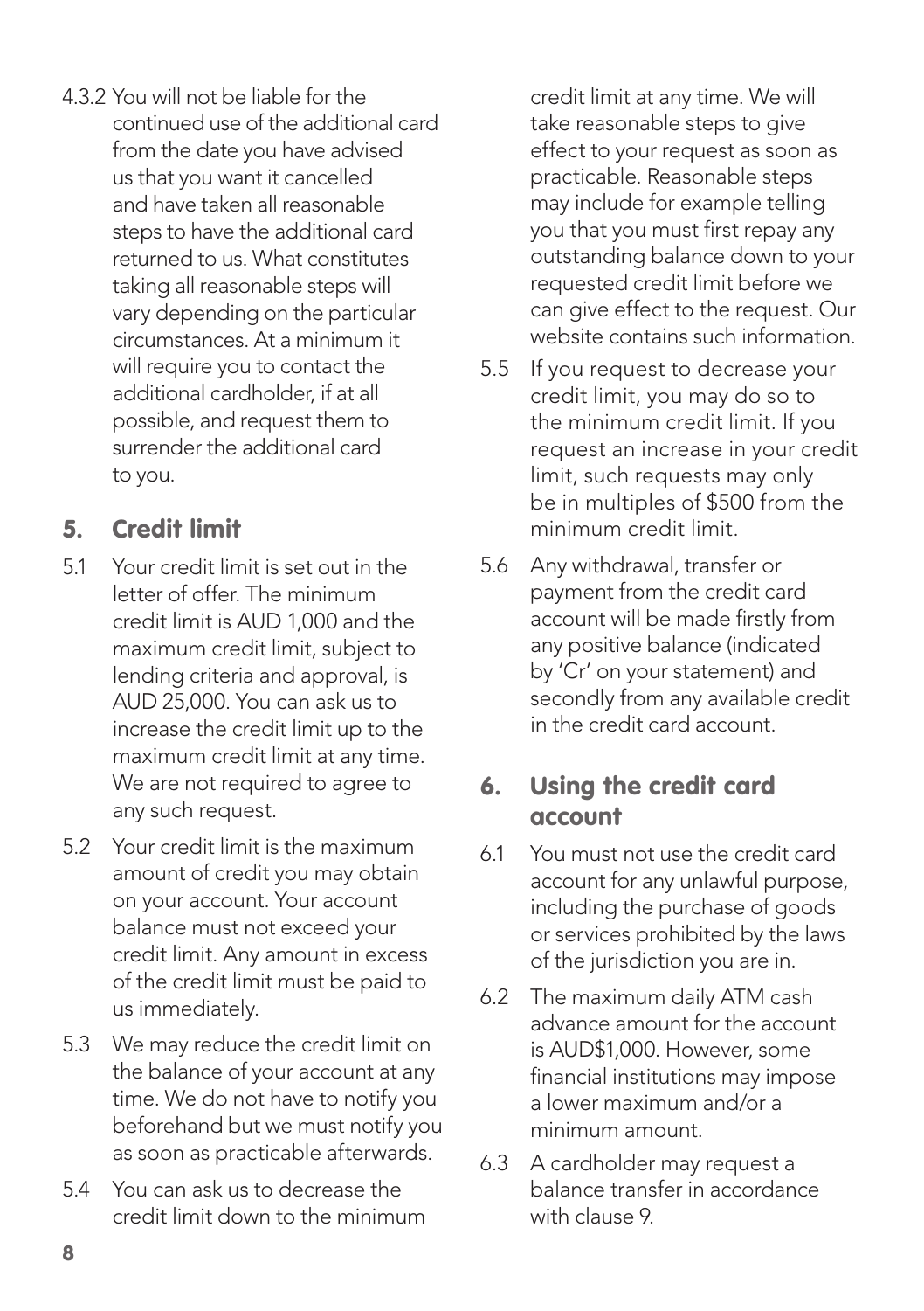4.3.2 You will not be liable for the continued use of the additional card from the date you have advised us that you want it cancelled and have taken all reasonable steps to have the additional card returned to us. What constitutes taking all reasonable steps will vary depending on the particular circumstances. At a minimum it will require you to contact the additional cardholder, if at all possible, and request them to surrender the additional card to you.

## 5. Credit limit

5.1 Your credit limit is set out in the letter of offer. The minimum credit limit is AUD 1,000 and the maximum credit limit, subject to lending criteria and approval, is AUD 25,000. You can ask us to increase the credit limit up to the maximum credit limit at any time. We are not required to agree to any such request.

5.2 Your credit limit is the maximum amount of credit you may obtain on your account. Your account balance must not exceed your credit limit. Any amount in excess of the credit limit must be paid to us immediately.

5.3 We may reduce the credit limit on the balance of your account at any time. We do not have to notify you beforehand but we must notify you as soon as practicable afterwards.

5.4 You can ask us to decrease the credit limit down to the minimum credit limit at any time. We will take reasonable steps to give effect to your request as soon as practicable. Reasonable steps may include for example telling you that you must first repay any outstanding balance down to your requested credit limit before we can give effect to the request. Our website contains such information.

5.5 If you request to decrease your credit limit, you may do so to the minimum credit limit. If you request an increase in your credit limit, such requests may only be in multiples of $500 from the minimum credit limit.

5.6 Any withdrawal, transfer or payment from the credit card account will be made firstly from any positive balance (indicated by 'Cr' on your statement) and secondly from any available credit in the credit card account.

## 6. Using the credit card account

6.1 You must not use the credit card account for any unlawful purpose, including the purchase of goods or services prohibited by the laws of the jurisdiction you are in.

6.2 The maximum daily ATM cash advance amount for the account is AUD$1,000. However, some financial institutions may impose a lower maximum and/or a minimum amount.

6.3 A cardholder may request a balance transfer in accordance with clause 9.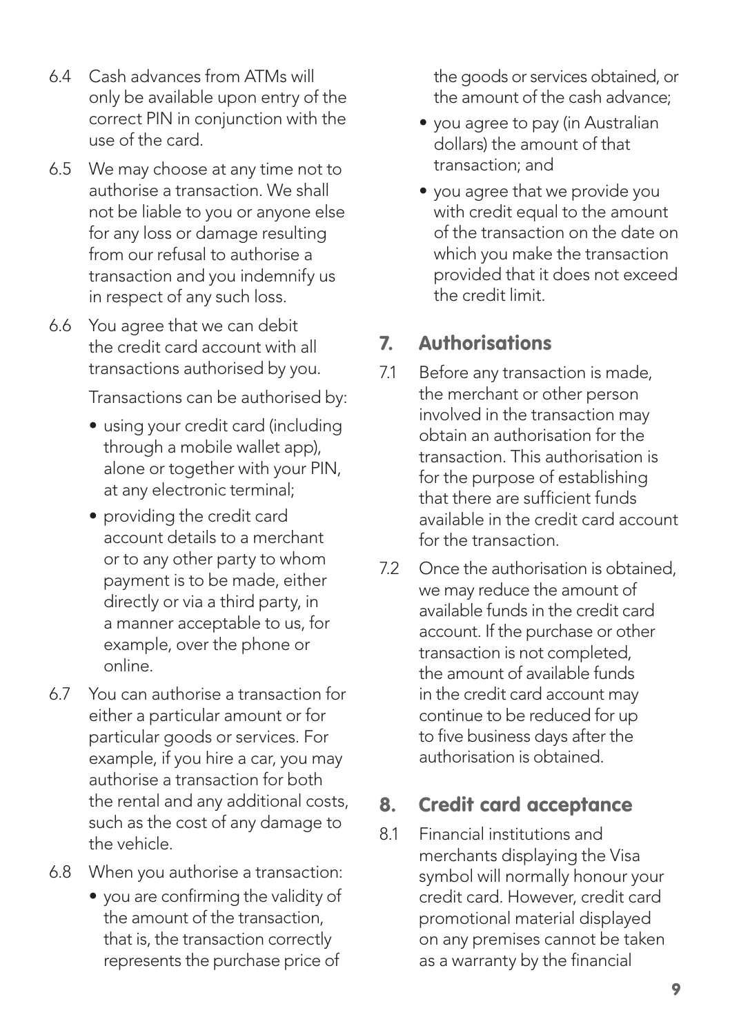6.4 Cash advances from ATMs will only be available upon entry of the correct PIN in conjunction with the use of the card.

6.5 We may choose at any time not to authorise a transaction. We shall not be liable to you or anyone else for any loss or damage resulting from our refusal to authorise a transaction and you indemnify us in respect of any such loss.

6.6 You agree that we can debit the credit card account with all transactions authorised by you.

Transactions can be authorised by:

- using your credit card (including through a mobile wallet app), alone or together with your PIN, at any electronic terminal;
- providing the credit card account details to a merchant or to any other party to whom payment is to be made, either directly or via a third party, in a manner acceptable to us, for example, over the phone or online.

6.7 You can authorise a transaction for either a particular amount or for particular goods or services. For example, if you hire a car, you may authorise a transaction for both the rental and any additional costs, such as the cost of any damage to the vehicle.

6.8 When you authorise a transaction:

- you are confirming the validity of the amount of the transaction, that is, the transaction correctly represents the purchase price of the goods or services obtained, or the amount of the cash advance;
- you agree to pay (in Australian dollars) the amount of that transaction; and
- you agree that we provide you with credit equal to the amount of the transaction on the date on which you make the transaction provided that it does not exceed the credit limit.

## 7. Authorisations

7.1 Before any transaction is made, the merchant or other person involved in the transaction may obtain an authorisation for the transaction. This authorisation is for the purpose of establishing that there are sufficient funds available in the credit card account for the transaction.

7.2 Once the authorisation is obtained, we may reduce the amount of available funds in the credit card account. If the purchase or other transaction is not completed, the amount of available funds in the credit card account may continue to be reduced for up to five business days after the authorisation is obtained.

## 8. Credit card acceptance

8.1 Financial institutions and merchants displaying the Visa symbol will normally honour your credit card. However, credit card promotional material displayed on any premises cannot be taken as a warranty by the financial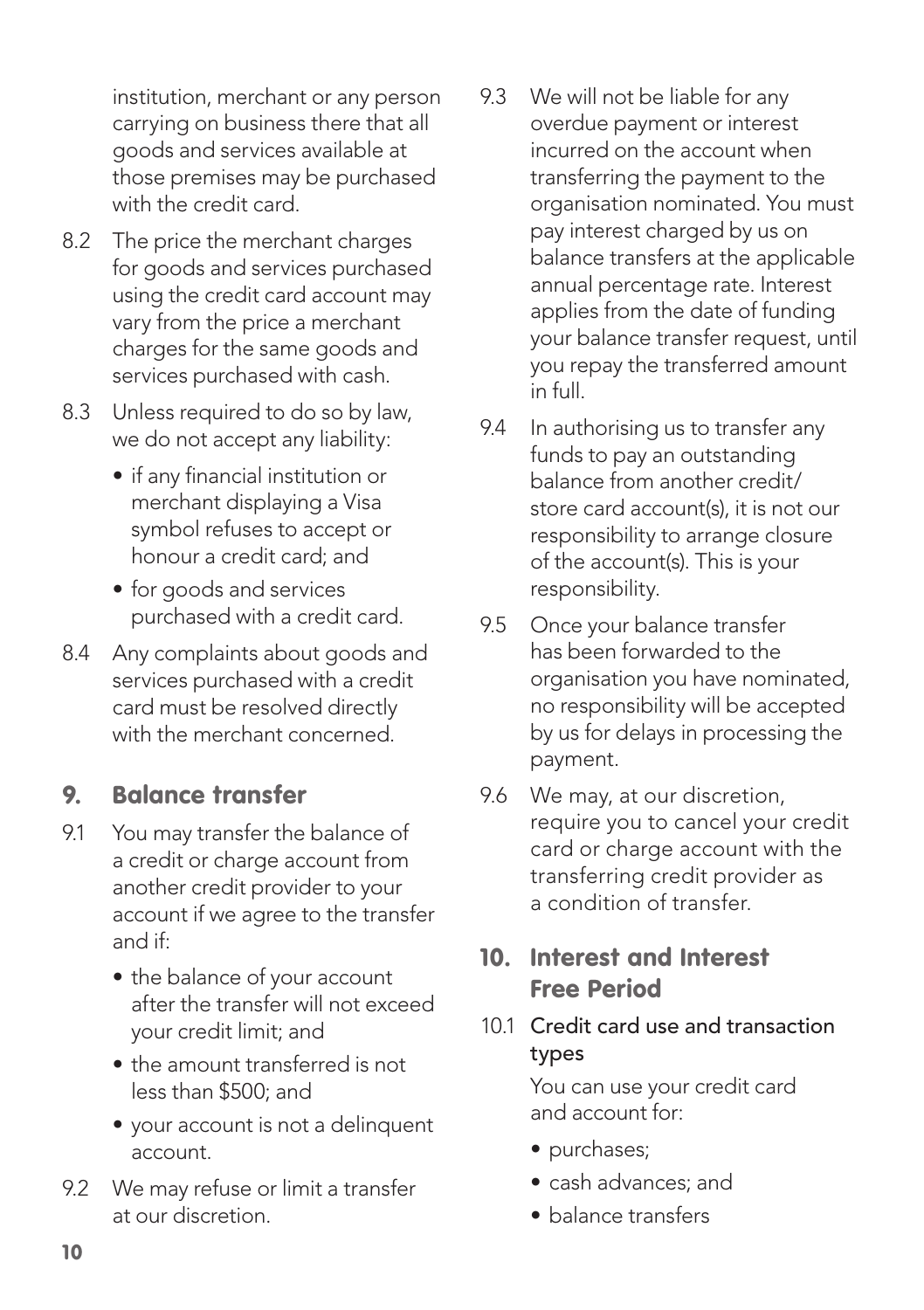institution, merchant or any person carrying on business there that all goods and services available at those premises may be purchased with the credit card.

8.2 The price the merchant charges for goods and services purchased using the credit card account may vary from the price a merchant charges for the same goods and services purchased with cash.

8.3 Unless required to do so by law, we do not accept any liability:

- if any financial institution or merchant displaying a Visa symbol refuses to accept or honour a credit card; and
- for goods and services purchased with a credit card.

8.4 Any complaints about goods and services purchased with a credit card must be resolved directly with the merchant concerned.

## 9. Balance transfer

9.1 You may transfer the balance of a credit or charge account from another credit provider to your account if we agree to the transfer and if:

- the balance of your account after the transfer will not exceed your credit limit; and
- the amount transferred is not less than $500; and
- your account is not a delinquent account.

9.2 We may refuse or limit a transfer at our discretion.

9.3 We will not be liable for any overdue payment or interest incurred on the account when transferring the payment to the organisation nominated. You must pay interest charged by us on balance transfers at the applicable annual percentage rate. Interest applies from the date of funding your balance transfer request, until you repay the transferred amount in full.

9.4 In authorising us to transfer any funds to pay an outstanding balance from another credit/store card account(s), it is not our responsibility to arrange closure of the account(s). This is your responsibility.

9.5 Once your balance transfer has been forwarded to the organisation you have nominated, no responsibility will be accepted by us for delays in processing the payment.

9.6 We may, at our discretion, require you to cancel your credit card or charge account with the transferring credit provider as a condition of transfer.

## 10. Interest and Interest Free Period

### 10.1 Credit card use and transaction types

You can use your credit card and account for:

- purchases;
- cash advances; and
- balance transfers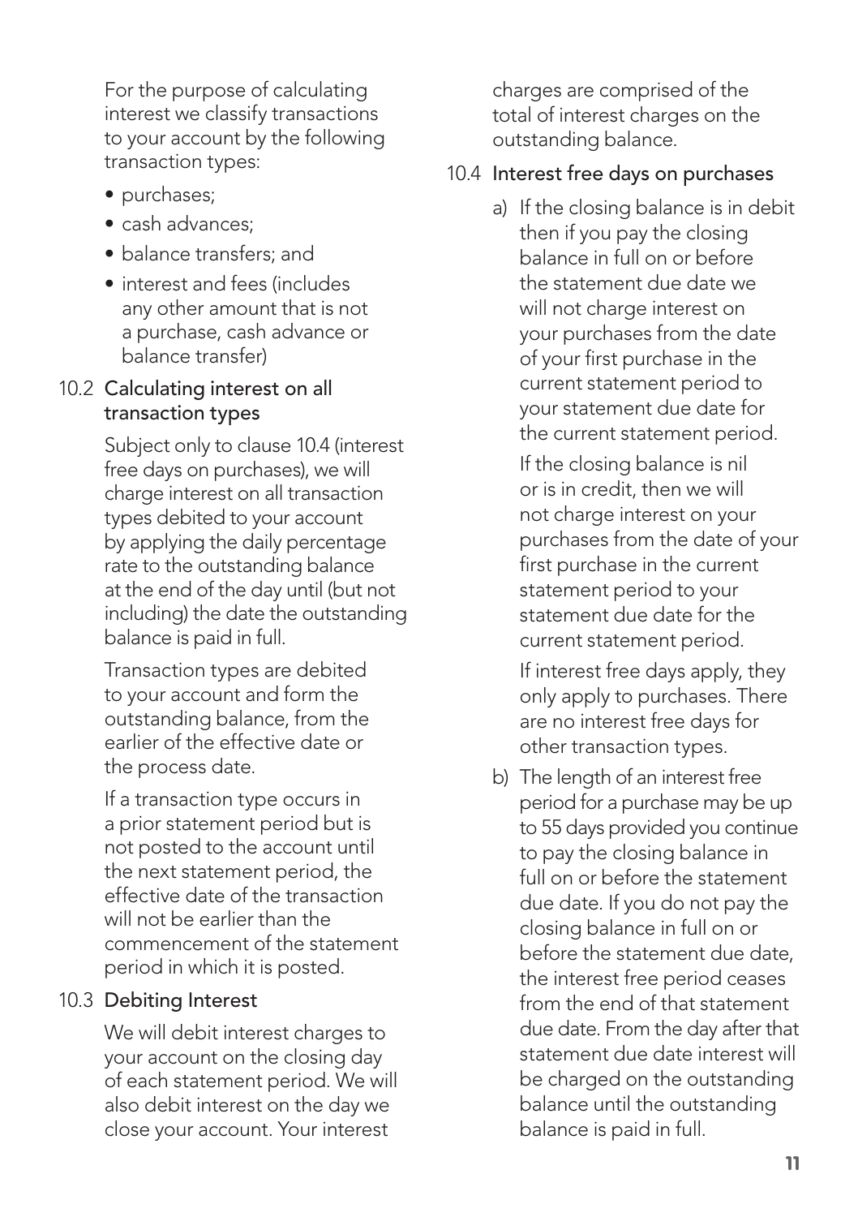For the purpose of calculating interest we classify transactions to your account by the following transaction types:

- purchases;
- cash advances;
- balance transfers; and
- interest and fees (includes any other amount that is not a purchase, cash advance or balance transfer)

### 10.2 Calculating interest on all transaction types

Subject only to clause 10.4 (interest free days on purchases), we will charge interest on all transaction types debited to your account by applying the daily percentage rate to the outstanding balance at the end of the day until (but not including) the date the outstanding balance is paid in full.

Transaction types are debited to your account and form the outstanding balance, from the earlier of the effective date or the process date.

If a transaction type occurs in a prior statement period but is not posted to the account until the next statement period, the effective date of the transaction will not be earlier than the commencement of the statement period in which it is posted.

### 10.3 Debiting Interest

We will debit interest charges to your account on the closing day of each statement period. We will also debit interest on the day we close your account. Your interest charges are comprised of the total of interest charges on the outstanding balance.

### 10.4 Interest free days on purchases

a) If the closing balance is in debit then if you pay the closing balance in full on or before the statement due date we will not charge interest on your purchases from the date of your first purchase in the current statement period to your statement due date for the current statement period.

   If the closing balance is nil or is in credit, then we will not charge interest on your purchases from the date of your first purchase in the current statement period to your statement due date for the current statement period.

   If interest free days apply, they only apply to purchases. There are no interest free days for other transaction types.

b) The length of an interest free period for a purchase may be up to 55 days provided you continue to pay the closing balance in full on or before the statement due date. If you do not pay the closing balance in full on or before the statement due date, the interest free period ceases from the end of that statement due date. From the day after that statement due date interest will be charged on the outstanding balance until the outstanding balance is paid in full.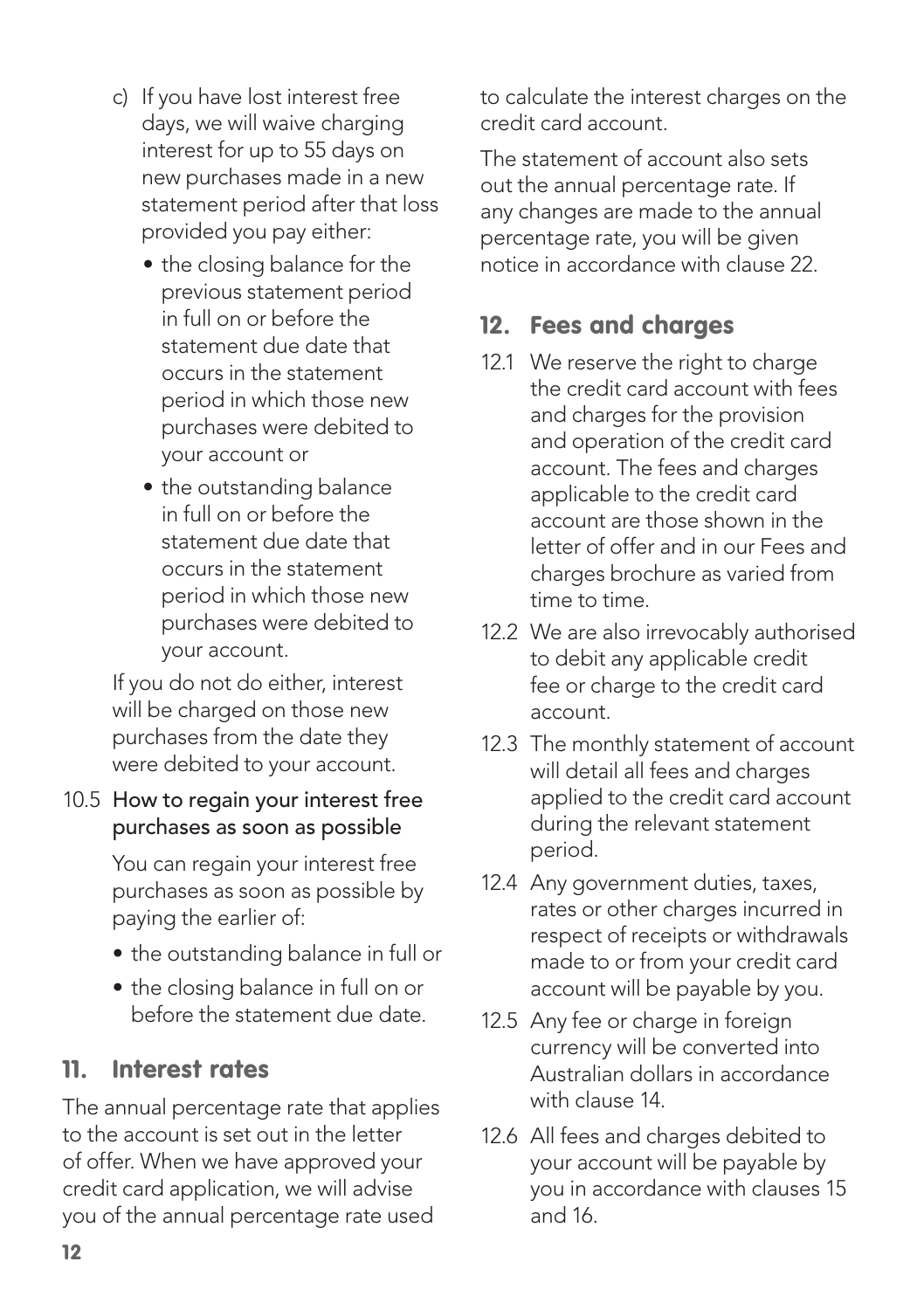c) If you have lost interest free days, we will waive charging interest for up to 55 days on new purchases made in a new statement period after that loss provided you pay either:

   - the closing balance for the previous statement period in full on or before the statement due date that occurs in the statement period in which those new purchases were debited to your account or
   - the outstanding balance in full on or before the statement due date that occurs in the statement period in which those new purchases were debited to your account.

   If you do not do either, interest will be charged on those new purchases from the date they were debited to your account.

10.5 How to regain your interest free purchases as soon as possible

You can regain your interest free purchases as soon as possible by paying the earlier of:

- the outstanding balance in full or
- the closing balance in full on or before the statement due date.

## 11. Interest rates

The annual percentage rate that applies to the account is set out in the letter of offer. When we have approved your credit card application, we will advise you of the annual percentage rate used to calculate the interest charges on the credit card account.

The statement of account also sets out the annual percentage rate. If any changes are made to the annual percentage rate, you will be given notice in accordance with clause 22.

## 12. Fees and charges

12.1 We reserve the right to charge the credit card account with fees and charges for the provision and operation of the credit card account. The fees and charges applicable to the credit card account are those shown in the letter of offer and in our Fees and charges brochure as varied from time to time.

12.2 We are also irrevocably authorised to debit any applicable credit fee or charge to the credit card account.

12.3 The monthly statement of account will detail all fees and charges applied to the credit card account during the relevant statement period.

12.4 Any government duties, taxes, rates or other charges incurred in respect of receipts or withdrawals made to or from your credit card account will be payable by you.

12.5 Any fee or charge in foreign currency will be converted into Australian dollars in accordance with clause 14.

12.6 All fees and charges debited to your account will be payable by you in accordance with clauses 15 and 16.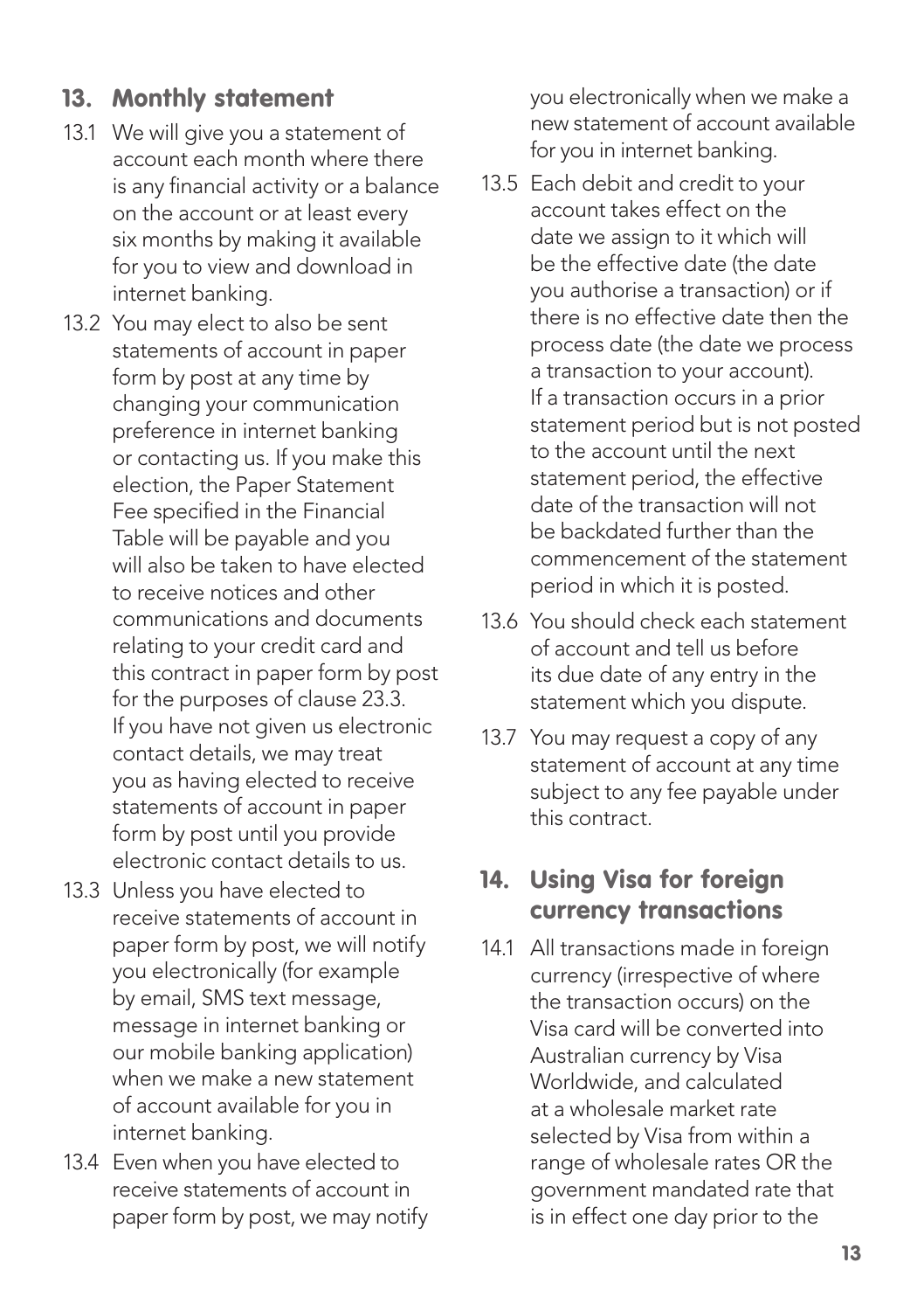## 13. Monthly statement

13.1 We will give you a statement of account each month where there is any financial activity or a balance on the account or at least every six months by making it available for you to view and download in internet banking.

13.2 You may elect to also be sent statements of account in paper form by post at any time by changing your communication preference in internet banking or contacting us. If you make this election, the Paper Statement Fee specified in the Financial Table will be payable and you will also be taken to have elected to receive notices and other communications and documents relating to your credit card and this contract in paper form by post for the purposes of clause 23.3. If you have not given us electronic contact details, we may treat you as having elected to receive statements of account in paper form by post until you provide electronic contact details to us.

13.3 Unless you have elected to receive statements of account in paper form by post, we will notify you electronically (for example by email, SMS text message, message in internet banking or our mobile banking application) when we make a new statement of account available for you in internet banking.

13.4 Even when you have elected to receive statements of account in paper form by post, we may notify you electronically when we make a new statement of account available for you in internet banking.

13.5 Each debit and credit to your account takes effect on the date we assign to it which will be the effective date (the date you authorise a transaction) or if there is no effective date then the process date (the date we process a transaction to your account). If a transaction occurs in a prior statement period but is not posted to the account until the next statement period, the effective date of the transaction will not be backdated further than the commencement of the statement period in which it is posted.

13.6 You should check each statement of account and tell us before its due date of any entry in the statement which you dispute.

13.7 You may request a copy of any statement of account at any time subject to any fee payable under this contract.

## 14. Using Visa for foreign currency transactions

14.1 All transactions made in foreign currency (irrespective of where the transaction occurs) on the Visa card will be converted into Australian currency by Visa Worldwide, and calculated at a wholesale market rate selected by Visa from within a range of wholesale rates OR the government mandated rate that is in effect one day prior to the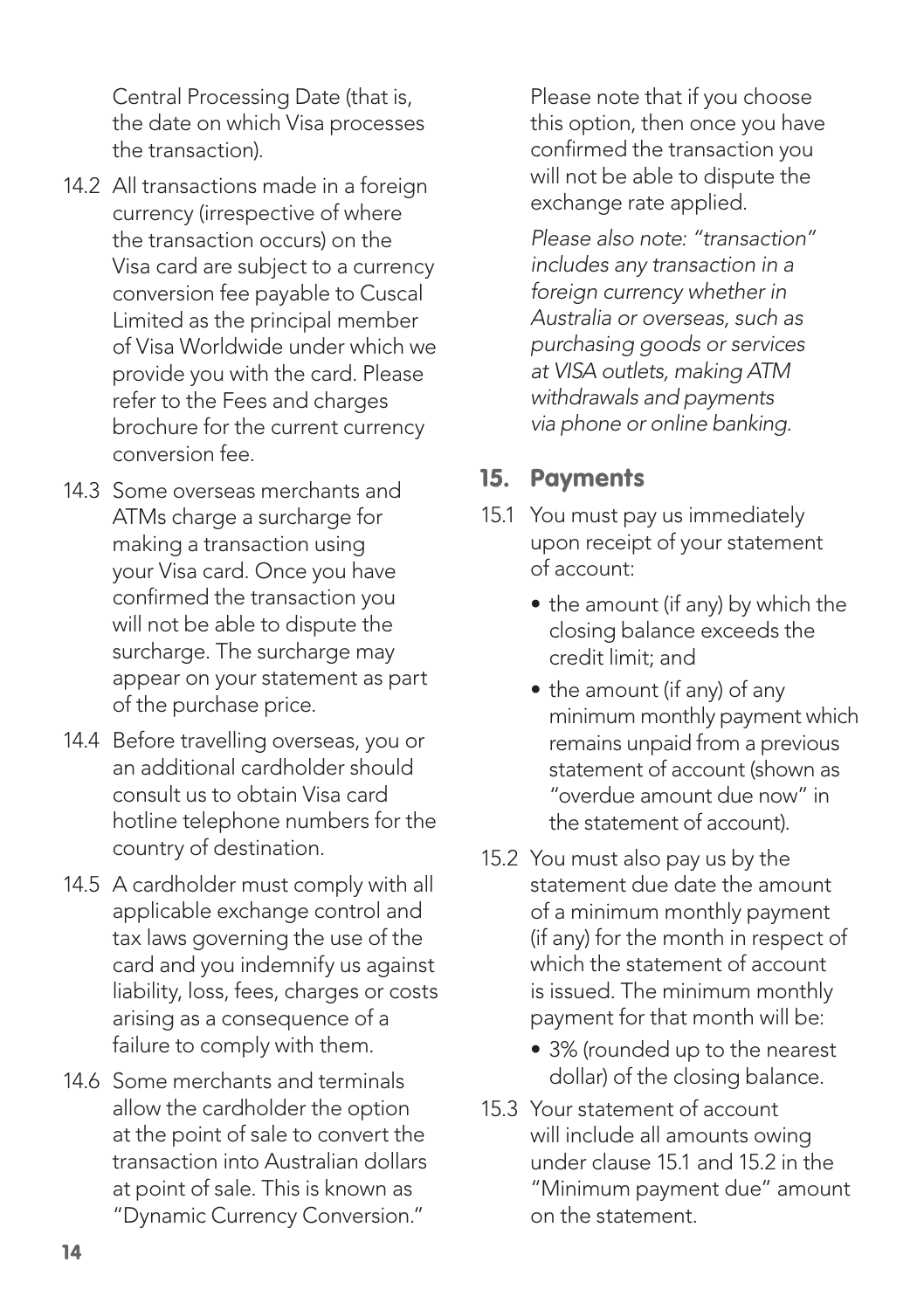Central Processing Date (that is, the date on which Visa processes the transaction).

14.2 All transactions made in a foreign currency (irrespective of where the transaction occurs) on the Visa card are subject to a currency conversion fee payable to Cuscal Limited as the principal member of Visa Worldwide under which we provide you with the card. Please refer to the Fees and charges brochure for the current currency conversion fee.

14.3 Some overseas merchants and ATMs charge a surcharge for making a transaction using your Visa card. Once you have confirmed the transaction you will not be able to dispute the surcharge. The surcharge may appear on your statement as part of the purchase price.

14.4 Before travelling overseas, you or an additional cardholder should consult us to obtain Visa card hotline telephone numbers for the country of destination.

14.5 A cardholder must comply with all applicable exchange control and tax laws governing the use of the card and you indemnify us against liability, loss, fees, charges or costs arising as a consequence of a failure to comply with them.

14.6 Some merchants and terminals allow the cardholder the option at the point of sale to convert the transaction into Australian dollars at point of sale. This is known as "Dynamic Currency Conversion."

Please note that if you choose this option, then once you have confirmed the transaction you will not be able to dispute the exchange rate applied.

*Please also note: "transaction" includes any transaction in a foreign currency whether in Australia or overseas, such as purchasing goods or services at VISA outlets, making ATM withdrawals and payments via phone or online banking.*

## 15. Payments

15.1 You must pay us immediately upon receipt of your statement of account:

- the amount (if any) by which the closing balance exceeds the credit limit; and
- the amount (if any) of any minimum monthly payment which remains unpaid from a previous statement of account (shown as "overdue amount due now" in the statement of account).

15.2 You must also pay us by the statement due date the amount of a minimum monthly payment (if any) for the month in respect of which the statement of account is issued. The minimum monthly payment for that month will be:

- 3% (rounded up to the nearest dollar) of the closing balance.

15.3 Your statement of account will include all amounts owing under clause 15.1 and 15.2 in the "Minimum payment due" amount on the statement.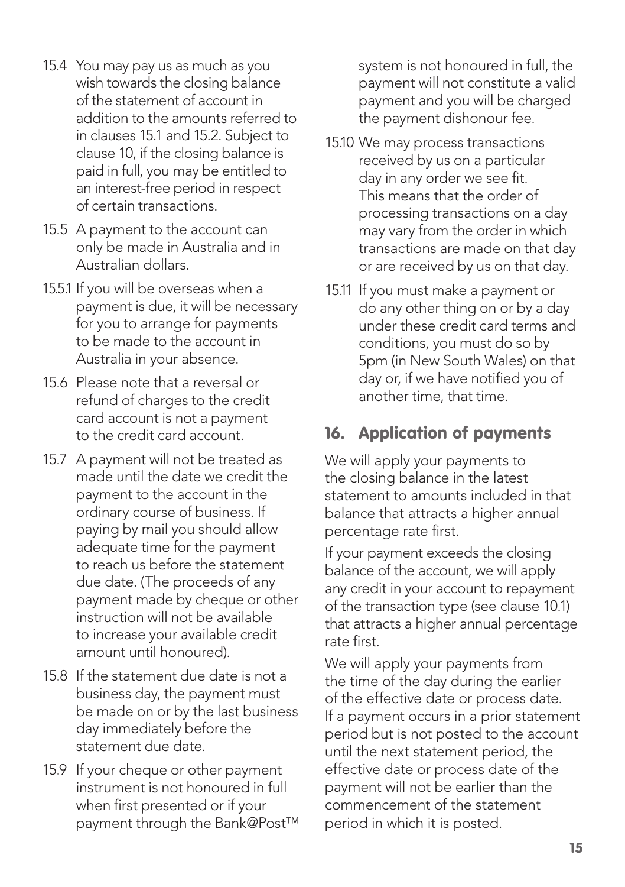15.4 You may pay us as much as you wish towards the closing balance of the statement of account in addition to the amounts referred to in clauses 15.1 and 15.2. Subject to clause 10, if the closing balance is paid in full, you may be entitled to an interest-free period in respect of certain transactions.

15.5 A payment to the account can only be made in Australia and in Australian dollars.

15.5.1 If you will be overseas when a payment is due, it will be necessary for you to arrange for payments to be made to the account in Australia in your absence.

15.6 Please note that a reversal or refund of charges to the credit card account is not a payment to the credit card account.

15.7 A payment will not be treated as made until the date we credit the payment to the account in the ordinary course of business. If paying by mail you should allow adequate time for the payment to reach us before the statement due date. (The proceeds of any payment made by cheque or other instruction will not be available to increase your available credit amount until honoured).

15.8 If the statement due date is not a business day, the payment must be made on or by the last business day immediately before the statement due date.

15.9 If your cheque or other payment instrument is not honoured in full when first presented or if your payment through the Bank@Post™ system is not honoured in full, the payment will not constitute a valid payment and you will be charged the payment dishonour fee.

15.10 We may process transactions received by us on a particular day in any order we see fit. This means that the order of processing transactions on a day may vary from the order in which transactions are made on that day or are received by us on that day.

15.11 If you must make a payment or do any other thing on or by a day under these credit card terms and conditions, you must do so by 5pm (in New South Wales) on that day or, if we have notified you of another time, that time.

## 16. Application of payments

We will apply your payments to the closing balance in the latest statement to amounts included in that balance that attracts a higher annual percentage rate first.

If your payment exceeds the closing balance of the account, we will apply any credit in your account to repayment of the transaction type (see clause 10.1) that attracts a higher annual percentage rate first.

We will apply your payments from the time of the day during the earlier of the effective date or process date. If a payment occurs in a prior statement period but is not posted to the account until the next statement period, the effective date or process date of the payment will not be earlier than the commencement of the statement period in which it is posted.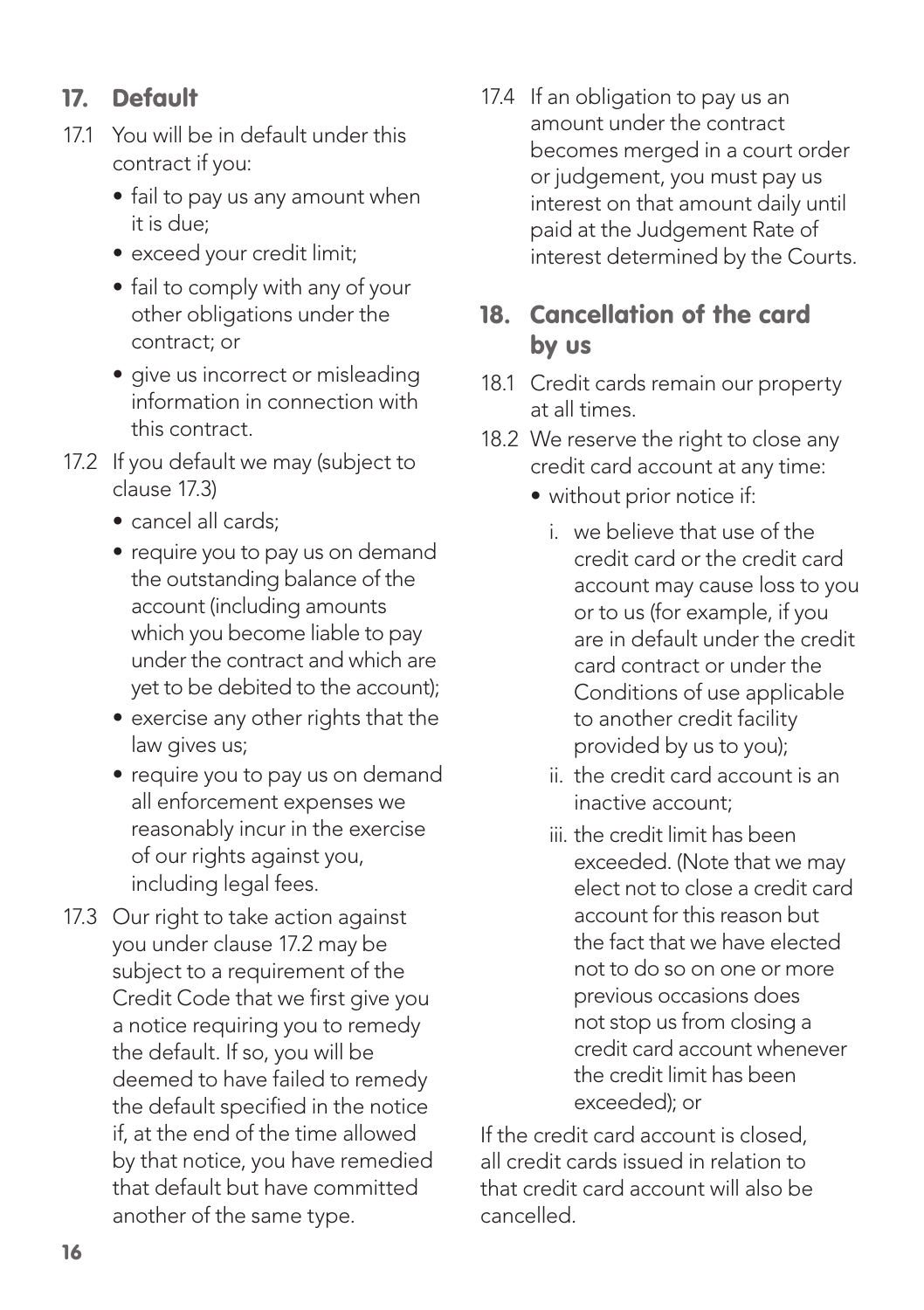## 17. Default

17.1 You will be in default under this contract if you:

- fail to pay us any amount when it is due;
- exceed your credit limit;
- fail to comply with any of your other obligations under the contract; or
- give us incorrect or misleading information in connection with this contract.

17.2 If you default we may (subject to clause 17.3)

- cancel all cards;
- require you to pay us on demand the outstanding balance of the account (including amounts which you become liable to pay under the contract and which are yet to be debited to the account);
- exercise any other rights that the law gives us;
- require you to pay us on demand all enforcement expenses we reasonably incur in the exercise of our rights against you, including legal fees.

17.3 Our right to take action against you under clause 17.2 may be subject to a requirement of the Credit Code that we first give you a notice requiring you to remedy the default. If so, you will be deemed to have failed to remedy the default specified in the notice if, at the end of the time allowed by that notice, you have remedied that default but have committed another of the same type.

17.4 If an obligation to pay us an amount under the contract becomes merged in a court order or judgement, you must pay us interest on that amount daily until paid at the Judgement Rate of interest determined by the Courts.

## 18. Cancellation of the card by us

18.1 Credit cards remain our property at all times.

18.2 We reserve the right to close any credit card account at any time:

- without prior notice if:
  i. we believe that use of the credit card or the credit card account may cause loss to you or to us (for example, if you are in default under the credit card contract or under the Conditions of use applicable to another credit facility provided by us to you);
  ii. the credit card account is an inactive account;
  iii. the credit limit has been exceeded. (Note that we may elect not to close a credit card account for this reason but the fact that we have elected not to do so on one or more previous occasions does not stop us from closing a credit card account whenever the credit limit has been exceeded); or

If the credit card account is closed, all credit cards issued in relation to that credit card account will also be cancelled.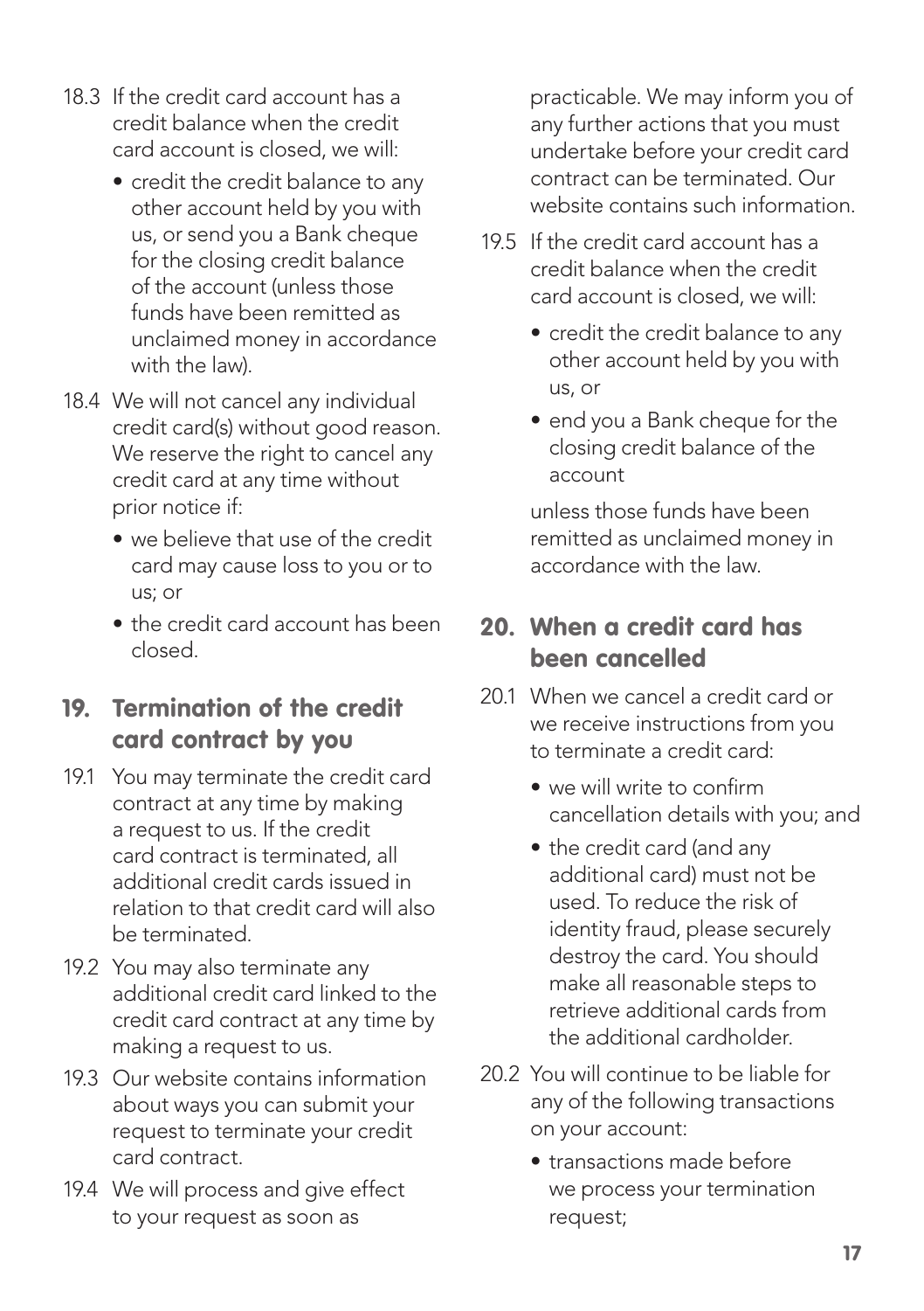18.3 If the credit card account has a credit balance when the credit card account is closed, we will:

- credit the credit balance to any other account held by you with us, or send you a Bank cheque for the closing credit balance of the account (unless those funds have been remitted as unclaimed money in accordance with the law).

18.4 We will not cancel any individual credit card(s) without good reason. We reserve the right to cancel any credit card at any time without prior notice if:

- we believe that use of the credit card may cause loss to you or to us; or
- the credit card account has been closed.

## 19. Termination of the credit card contract by you

19.1 You may terminate the credit card contract at any time by making a request to us. If the credit card contract is terminated, all additional credit cards issued in relation to that credit card will also be terminated.

19.2 You may also terminate any additional credit card linked to the credit card contract at any time by making a request to us.

19.3 Our website contains information about ways you can submit your request to terminate your credit card contract.

19.4 We will process and give effect to your request as soon as practicable. We may inform you of any further actions that you must undertake before your credit card contract can be terminated. Our website contains such information.

19.5 If the credit card account has a credit balance when the credit card account is closed, we will:

- credit the credit balance to any other account held by you with us, or
- end you a Bank cheque for the closing credit balance of the account

unless those funds have been remitted as unclaimed money in accordance with the law.

## 20. When a credit card has been cancelled

20.1 When we cancel a credit card or we receive instructions from you to terminate a credit card:

- we will write to confirm cancellation details with you; and
- the credit card (and any additional card) must not be used. To reduce the risk of identity fraud, please securely destroy the card. You should make all reasonable steps to retrieve additional cards from the additional cardholder.

20.2 You will continue to be liable for any of the following transactions on your account:

- transactions made before we process your termination request;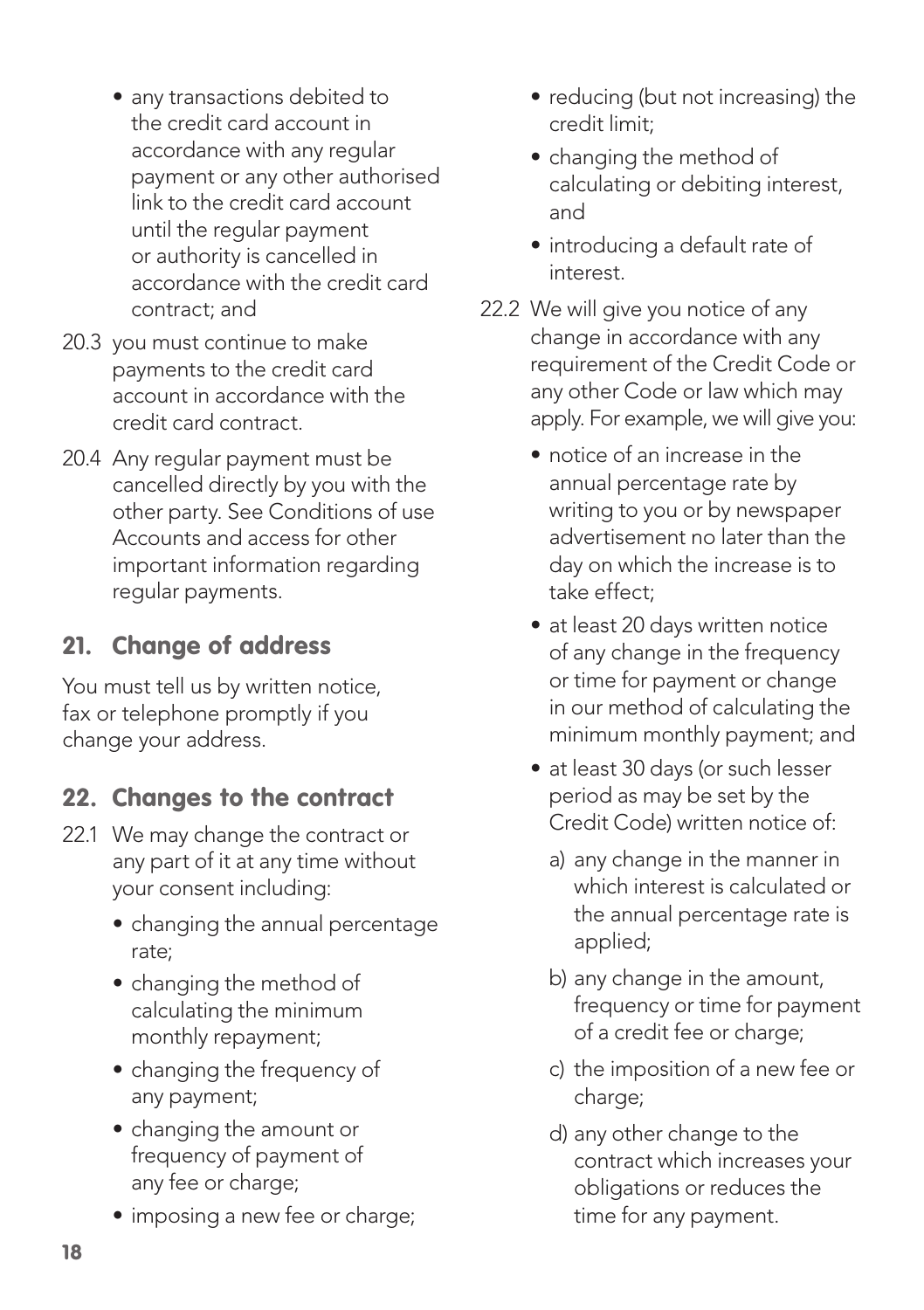- any transactions debited to the credit card account in accordance with any regular payment or any other authorised link to the credit card account until the regular payment or authority is cancelled in accordance with the credit card contract; and

20.3 you must continue to make payments to the credit card account in accordance with the credit card contract.

20.4 Any regular payment must be cancelled directly by you with the other party. See Conditions of use Accounts and access for other important information regarding regular payments.

## 21. Change of address

You must tell us by written notice, fax or telephone promptly if you change your address.

## 22. Changes to the contract

22.1 We may change the contract or any part of it at any time without your consent including:

- changing the annual percentage rate;
- changing the method of calculating the minimum monthly repayment;
- changing the frequency of any payment;
- changing the amount or frequency of payment of any fee or charge;
- imposing a new fee or charge;
- reducing (but not increasing) the credit limit;
- changing the method of calculating or debiting interest, and
- introducing a default rate of interest.

22.2 We will give you notice of any change in accordance with any requirement of the Credit Code or any other Code or law which may apply. For example, we will give you:

- notice of an increase in the annual percentage rate by writing to you or by newspaper advertisement no later than the day on which the increase is to take effect;
- at least 20 days written notice of any change in the frequency or time for payment or change in our method of calculating the minimum monthly payment; and
- at least 30 days (or such lesser period as may be set by the Credit Code) written notice of:
  a) any change in the manner in which interest is calculated or the annual percentage rate is applied;
  b) any change in the amount, frequency or time for payment of a credit fee or charge;
  c) the imposition of a new fee or charge;
  d) any other change to the contract which increases your obligations or reduces the time for any payment.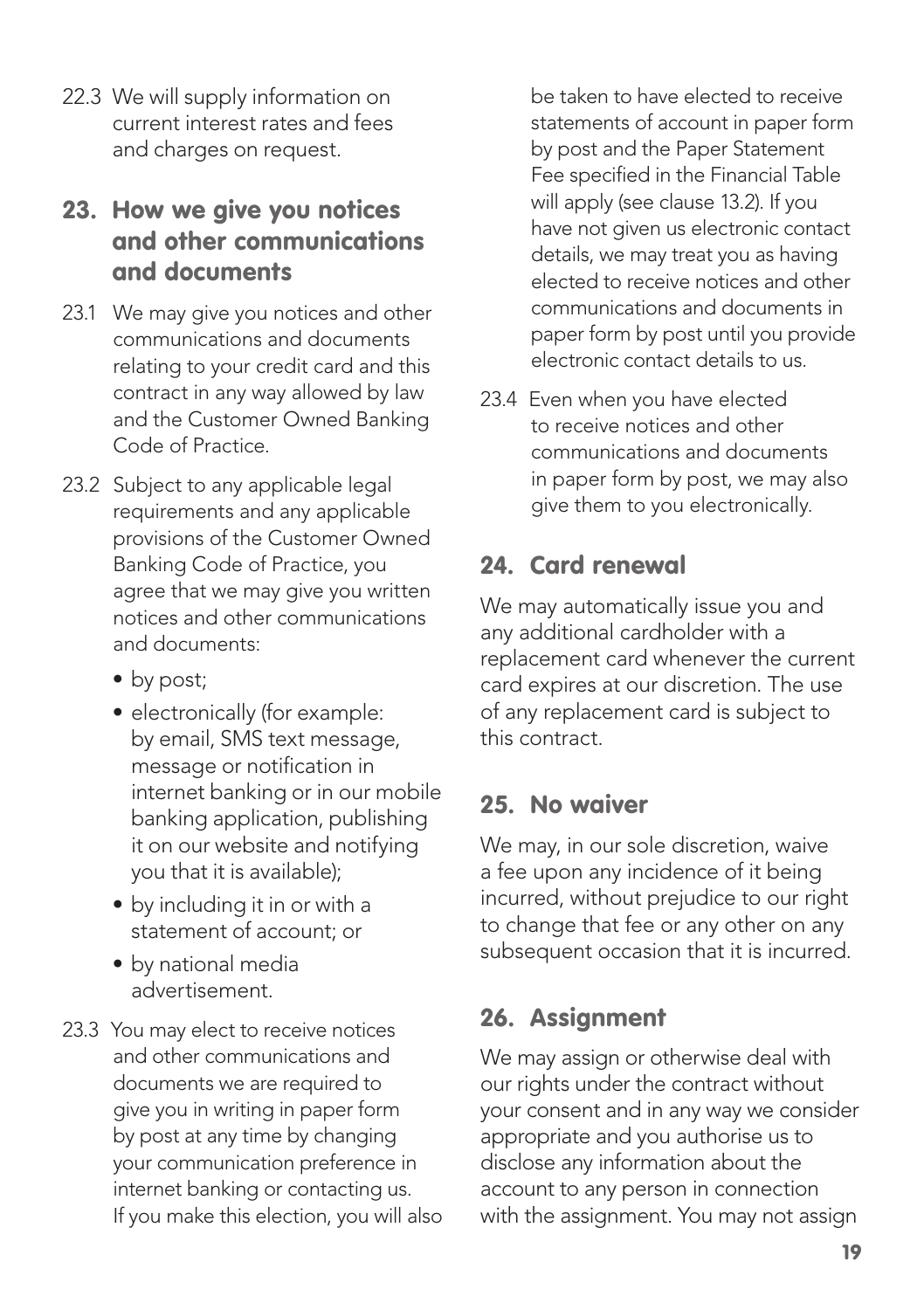22.3 We will supply information on current interest rates and fees and charges on request.

## 23. How we give you notices and other communications and documents

23.1 We may give you notices and other communications and documents relating to your credit card and this contract in any way allowed by law and the Customer Owned Banking Code of Practice.

23.2 Subject to any applicable legal requirements and any applicable provisions of the Customer Owned Banking Code of Practice, you agree that we may give you written notices and other communications and documents:

- by post;
- electronically (for example: by email, SMS text message, message or notification in internet banking or in our mobile banking application, publishing it on our website and notifying you that it is available);
- by including it in or with a statement of account; or
- by national media advertisement.

23.3 You may elect to receive notices and other communications and documents we are required to give you in writing in paper form by post at any time by changing your communication preference in internet banking or contacting us. If you make this election, you will also be taken to have elected to receive statements of account in paper form by post and the Paper Statement Fee specified in the Financial Table will apply (see clause 13.2). If you have not given us electronic contact details, we may treat you as having elected to receive notices and other communications and documents in paper form by post until you provide electronic contact details to us.

23.4 Even when you have elected to receive notices and other communications and documents in paper form by post, we may also give them to you electronically.

## 24. Card renewal

We may automatically issue you and any additional cardholder with a replacement card whenever the current card expires at our discretion. The use of any replacement card is subject to this contract.

## 25. No waiver

We may, in our sole discretion, waive a fee upon any incidence of it being incurred, without prejudice to our right to change that fee or any other on any subsequent occasion that it is incurred.

## 26. Assignment

We may assign or otherwise deal with our rights under the contract without your consent and in any way we consider appropriate and you authorise us to disclose any information about the account to any person in connection with the assignment. You may not assign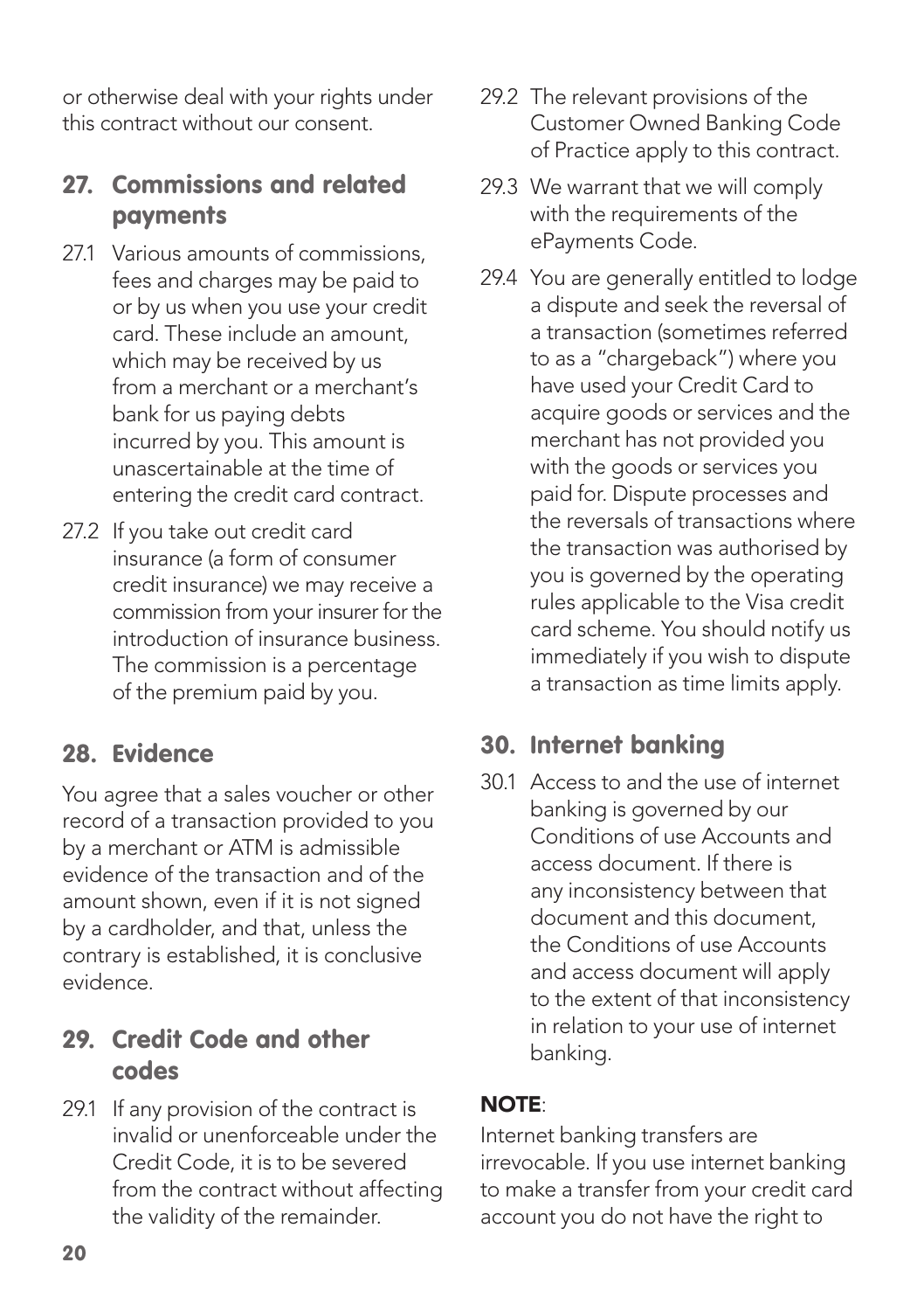or otherwise deal with your rights under this contract without our consent.

## 27. Commissions and related payments

27.1 Various amounts of commissions, fees and charges may be paid to or by us when you use your credit card. These include an amount, which may be received by us from a merchant or a merchant's bank for us paying debts incurred by you. This amount is unascertainable at the time of entering the credit card contract.

27.2 If you take out credit card insurance (a form of consumer credit insurance) we may receive a commission from your insurer for the introduction of insurance business. The commission is a percentage of the premium paid by you.

## 28. Evidence

You agree that a sales voucher or other record of a transaction provided to you by a merchant or ATM is admissible evidence of the transaction and of the amount shown, even if it is not signed by a cardholder, and that, unless the contrary is established, it is conclusive evidence.

## 29. Credit Code and other codes

29.1 If any provision of the contract is invalid or unenforceable under the Credit Code, it is to be severed from the contract without affecting the validity of the remainder.

29.2 The relevant provisions of the Customer Owned Banking Code of Practice apply to this contract.

29.3 We warrant that we will comply with the requirements of the ePayments Code.

29.4 You are generally entitled to lodge a dispute and seek the reversal of a transaction (sometimes referred to as a "chargeback") where you have used your Credit Card to acquire goods or services and the merchant has not provided you with the goods or services you paid for. Dispute processes and the reversals of transactions where the transaction was authorised by you is governed by the operating rules applicable to the Visa credit card scheme. You should notify us immediately if you wish to dispute a transaction as time limits apply.

## 30. Internet banking

30.1 Access to and the use of internet banking is governed by our Conditions of use Accounts and access document. If there is any inconsistency between that document and this document, the Conditions of use Accounts and access document will apply to the extent of that inconsistency in relation to your use of internet banking.

**NOTE**:

Internet banking transfers are irrevocable. If you use internet banking to make a transfer from your credit card account you do not have the right to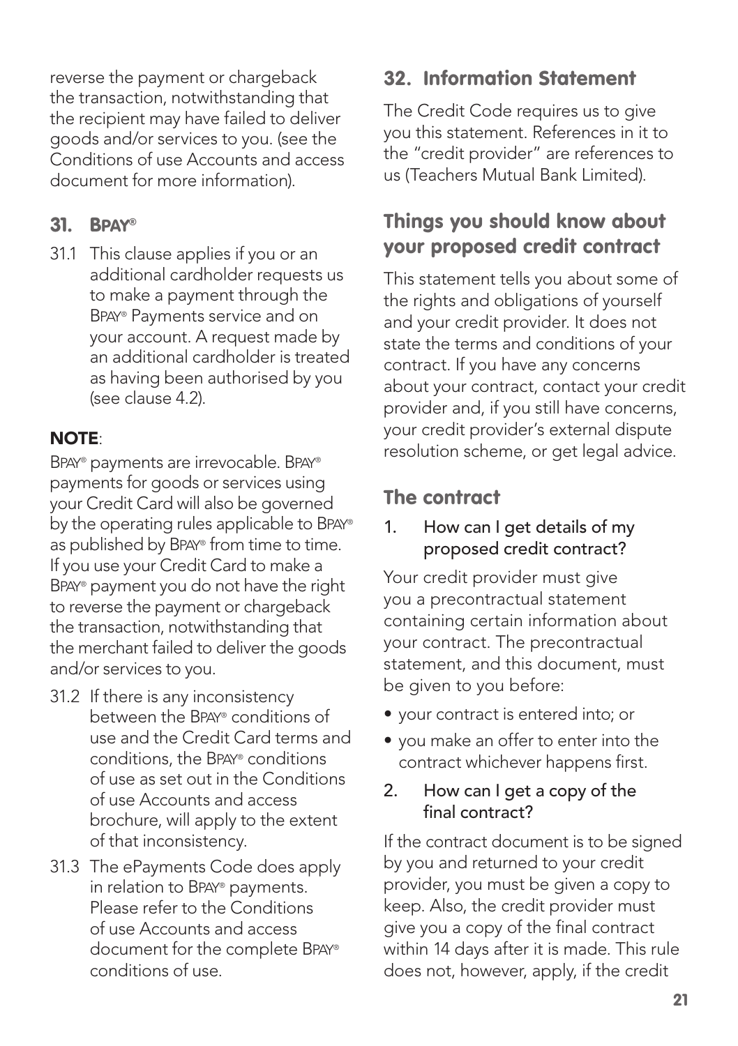reverse the payment or chargeback the transaction, notwithstanding that the recipient may have failed to deliver goods and/or services to you. (see the Conditions of use Accounts and access document for more information).

## 31. BPAY®

31.1 This clause applies if you or an additional cardholder requests us to make a payment through the BPAY® Payments service and on your account. A request made by an additional cardholder is treated as having been authorised by you (see clause 4.2).

**NOTE**:

BPAY® payments are irrevocable. BPAY® payments for goods or services using your Credit Card will also be governed by the operating rules applicable to BPAY® as published by BPAY® from time to time. If you use your Credit Card to make a BPAY® payment you do not have the right to reverse the payment or chargeback the transaction, notwithstanding that the merchant failed to deliver the goods and/or services to you.

31.2 If there is any inconsistency between the BPAY® conditions of use and the Credit Card terms and conditions, the BPAY® conditions of use as set out in the Conditions of use Accounts and access brochure, will apply to the extent of that inconsistency.

31.3 The ePayments Code does apply in relation to BPAY® payments. Please refer to the Conditions of use Accounts and access document for the complete BPAY® conditions of use.

## 32. Information Statement

The Credit Code requires us to give you this statement. References in it to the "credit provider" are references to us (Teachers Mutual Bank Limited).

### Things you should know about your proposed credit contract

This statement tells you about some of the rights and obligations of yourself and your credit provider. It does not state the terms and conditions of your contract. If you have any concerns about your contract, contact your credit provider and, if you still have concerns, your credit provider's external dispute resolution scheme, or get legal advice.

### The contract

1. How can I get details of my proposed credit contract?

Your credit provider must give you a precontractual statement containing certain information about your contract. The precontractual statement, and this document, must be given to you before:

- your contract is entered into; or
- you make an offer to enter into the contract whichever happens first.

2. How can I get a copy of the final contract?

If the contract document is to be signed by you and returned to your credit provider, you must be given a copy to keep. Also, the credit provider must give you a copy of the final contract within 14 days after it is made. This rule does not, however, apply, if the credit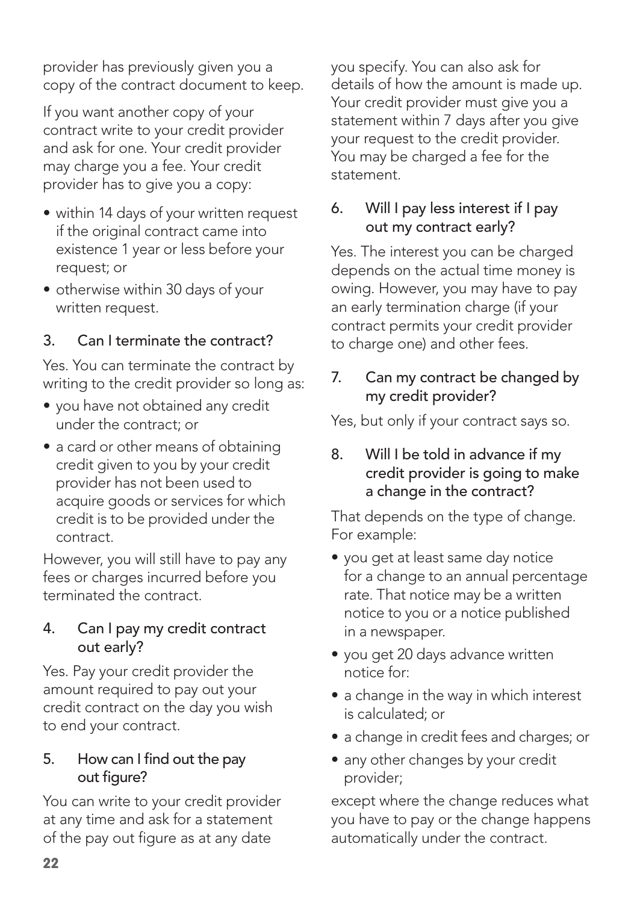provider has previously given you a copy of the contract document to keep.

If you want another copy of your contract write to your credit provider and ask for one. Your credit provider may charge you a fee. Your credit provider has to give you a copy:

- within 14 days of your written request if the original contract came into existence 1 year or less before your request; or
- otherwise within 30 days of your written request.

### 3. Can I terminate the contract?

Yes. You can terminate the contract by writing to the credit provider so long as:

- you have not obtained any credit under the contract; or
- a card or other means of obtaining credit given to you by your credit provider has not been used to acquire goods or services for which credit is to be provided under the contract.

However, you will still have to pay any fees or charges incurred before you terminated the contract.

### 4. Can I pay my credit contract out early?

Yes. Pay your credit provider the amount required to pay out your credit contract on the day you wish to end your contract.

### 5. How can I find out the pay out figure?

You can write to your credit provider at any time and ask for a statement of the pay out figure as at any date you specify. You can also ask for details of how the amount is made up. Your credit provider must give you a statement within 7 days after you give your request to the credit provider. You may be charged a fee for the statement.

### 6. Will I pay less interest if I pay out my contract early?

Yes. The interest you can be charged depends on the actual time money is owing. However, you may have to pay an early termination charge (if your contract permits your credit provider to charge one) and other fees.

### 7. Can my contract be changed by my credit provider?

Yes, but only if your contract says so.

### 8. Will I be told in advance if my credit provider is going to make a change in the contract?

That depends on the type of change. For example:

- you get at least same day notice for a change to an annual percentage rate. That notice may be a written notice to you or a notice published in a newspaper.
- you get 20 days advance written notice for:
- a change in the way in which interest is calculated; or
- a change in credit fees and charges; or
- any other changes by your credit provider;

except where the change reduces what you have to pay or the change happens automatically under the contract.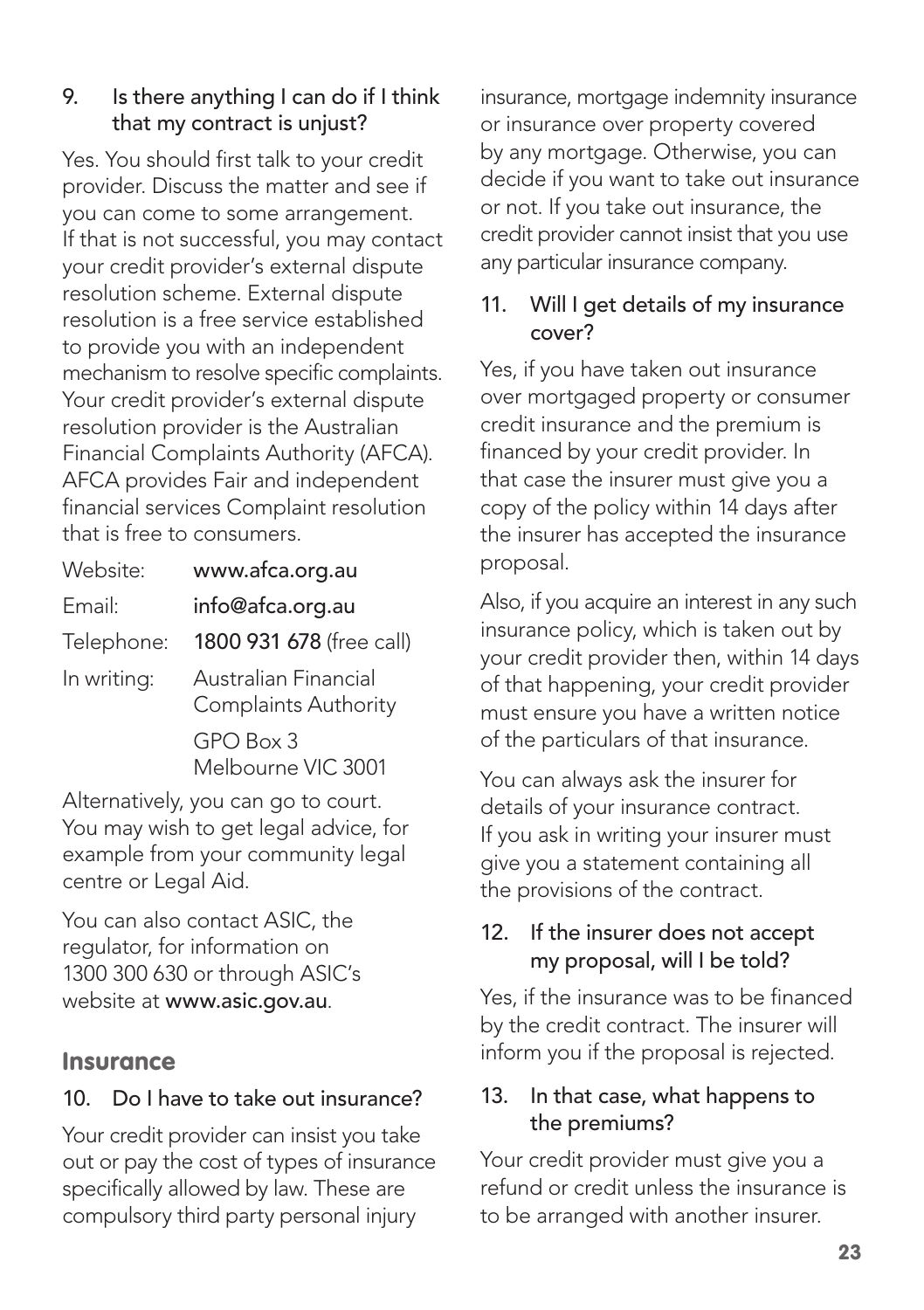### 9. Is there anything I can do if I think that my contract is unjust?

Yes. You should first talk to your credit provider. Discuss the matter and see if you can come to some arrangement. If that is not successful, you may contact your credit provider's external dispute resolution scheme. External dispute resolution is a free service established to provide you with an independent mechanism to resolve specific complaints. Your credit provider's external dispute resolution provider is the Australian Financial Complaints Authority (AFCA). AFCA provides Fair and independent financial services Complaint resolution that is free to consumers.

| | |
|---|---|
| Website: | **www.afca.org.au** |
| Email: | **info@afca.org.au** |
| Telephone: | **1800 931 678** (free call) |
| In writing: | Australian Financial Complaints Authority<br>GPO Box 3<br>Melbourne VIC 3001 |

Alternatively, you can go to court. You may wish to get legal advice, for example from your community legal centre or Legal Aid.

You can also contact ASIC, the regulator, for information on 1300 300 630 or through ASIC's website at **www.asic.gov.au**.

## Insurance

### 10. Do I have to take out insurance?

Your credit provider can insist you take out or pay the cost of types of insurance specifically allowed by law. These are compulsory third party personal injury insurance, mortgage indemnity insurance or insurance over property covered by any mortgage. Otherwise, you can decide if you want to take out insurance or not. If you take out insurance, the credit provider cannot insist that you use any particular insurance company.

### 11. Will I get details of my insurance cover?

Yes, if you have taken out insurance over mortgaged property or consumer credit insurance and the premium is financed by your credit provider. In that case the insurer must give you a copy of the policy within 14 days after the insurer has accepted the insurance proposal.

Also, if you acquire an interest in any such insurance policy, which is taken out by your credit provider then, within 14 days of that happening, your credit provider must ensure you have a written notice of the particulars of that insurance.

You can always ask the insurer for details of your insurance contract. If you ask in writing your insurer must give you a statement containing all the provisions of the contract.

### 12. If the insurer does not accept my proposal, will I be told?

Yes, if the insurance was to be financed by the credit contract. The insurer will inform you if the proposal is rejected.

### 13. In that case, what happens to the premiums?

Your credit provider must give you a refund or credit unless the insurance is to be arranged with another insurer.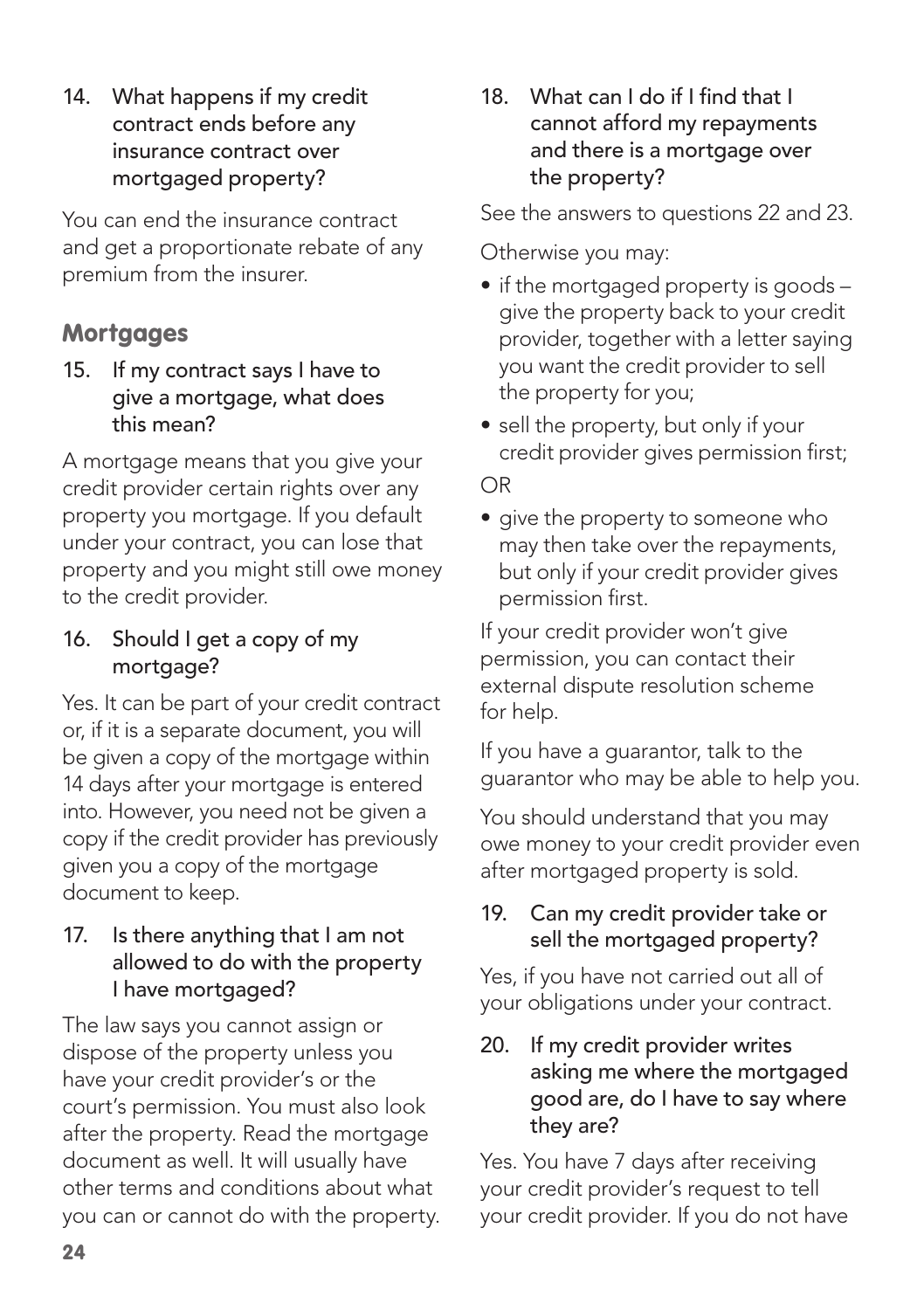14. What happens if my credit contract ends before any insurance contract over mortgaged property?

You can end the insurance contract and get a proportionate rebate of any premium from the insurer.

## Mortgages

15. If my contract says I have to give a mortgage, what does this mean?

A mortgage means that you give your credit provider certain rights over any property you mortgage. If you default under your contract, you can lose that property and you might still owe money to the credit provider.

16. Should I get a copy of my mortgage?

Yes. It can be part of your credit contract or, if it is a separate document, you will be given a copy of the mortgage within 14 days after your mortgage is entered into. However, you need not be given a copy if the credit provider has previously given you a copy of the mortgage document to keep.

17. Is there anything that I am not allowed to do with the property I have mortgaged?

The law says you cannot assign or dispose of the property unless you have your credit provider's or the court's permission. You must also look after the property. Read the mortgage document as well. It will usually have other terms and conditions about what you can or cannot do with the property.

18. What can I do if I find that I cannot afford my repayments and there is a mortgage over the property?

See the answers to questions 22 and 23.

Otherwise you may:

- if the mortgaged property is goods – give the property back to your credit provider, together with a letter saying you want the credit provider to sell the property for you;
- sell the property, but only if your credit provider gives permission first;

OR

- give the property to someone who may then take over the repayments, but only if your credit provider gives permission first.

If your credit provider won't give permission, you can contact their external dispute resolution scheme for help.

If you have a guarantor, talk to the guarantor who may be able to help you.

You should understand that you may owe money to your credit provider even after mortgaged property is sold.

19. Can my credit provider take or sell the mortgaged property?

Yes, if you have not carried out all of your obligations under your contract.

20. If my credit provider writes asking me where the mortgaged good are, do I have to say where they are?

Yes. You have 7 days after receiving your credit provider's request to tell your credit provider. If you do not have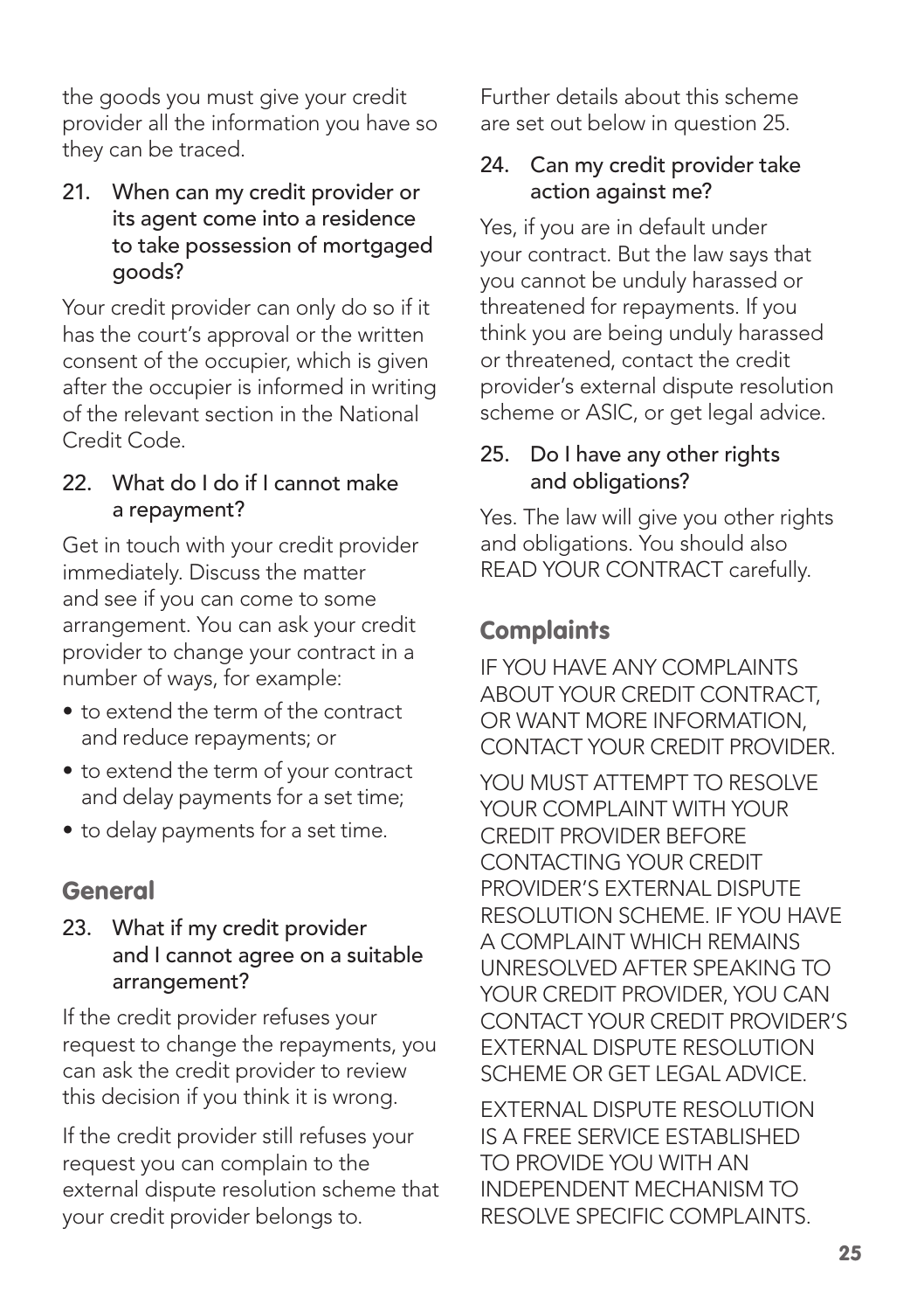the goods you must give your credit provider all the information you have so they can be traced.

### 21. When can my credit provider or its agent come into a residence to take possession of mortgaged goods?

Your credit provider can only do so if it has the court's approval or the written consent of the occupier, which is given after the occupier is informed in writing of the relevant section in the National Credit Code.

### 22. What do I do if I cannot make a repayment?

Get in touch with your credit provider immediately. Discuss the matter and see if you can come to some arrangement. You can ask your credit provider to change your contract in a number of ways, for example:

- to extend the term of the contract and reduce repayments; or
- to extend the term of your contract and delay payments for a set time;
- to delay payments for a set time.

## General

### 23. What if my credit provider and I cannot agree on a suitable arrangement?

If the credit provider refuses your request to change the repayments, you can ask the credit provider to review this decision if you think it is wrong.

If the credit provider still refuses your request you can complain to the external dispute resolution scheme that your credit provider belongs to.

Further details about this scheme are set out below in question 25.

### 24. Can my credit provider take action against me?

Yes, if you are in default under your contract. But the law says that you cannot be unduly harassed or threatened for repayments. If you think you are being unduly harassed or threatened, contact the credit provider's external dispute resolution scheme or ASIC, or get legal advice.

### 25. Do I have any other rights and obligations?

Yes. The law will give you other rights and obligations. You should also READ YOUR CONTRACT carefully.

## Complaints

IF YOU HAVE ANY COMPLAINTS ABOUT YOUR CREDIT CONTRACT, OR WANT MORE INFORMATION, CONTACT YOUR CREDIT PROVIDER.

YOU MUST ATTEMPT TO RESOLVE YOUR COMPLAINT WITH YOUR CREDIT PROVIDER BEFORE CONTACTING YOUR CREDIT PROVIDER'S EXTERNAL DISPUTE RESOLUTION SCHEME. IF YOU HAVE A COMPLAINT WHICH REMAINS UNRESOLVED AFTER SPEAKING TO YOUR CREDIT PROVIDER, YOU CAN CONTACT YOUR CREDIT PROVIDER'S EXTERNAL DISPUTE RESOLUTION SCHEME OR GET LEGAL ADVICE.

EXTERNAL DISPUTE RESOLUTION IS A FREE SERVICE ESTABLISHED TO PROVIDE YOU WITH AN INDEPENDENT MECHANISM TO RESOLVE SPECIFIC COMPLAINTS.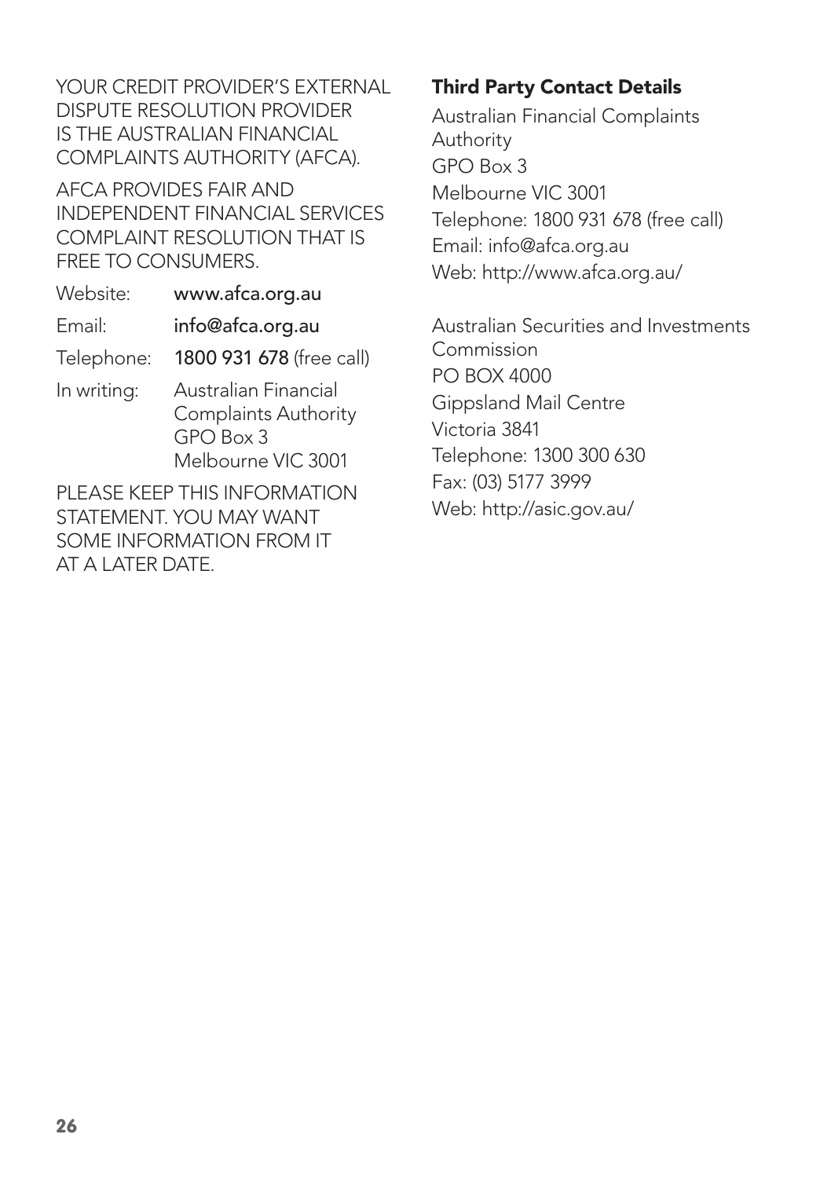YOUR CREDIT PROVIDER'S EXTERNAL DISPUTE RESOLUTION PROVIDER IS THE AUSTRALIAN FINANCIAL COMPLAINTS AUTHORITY (AFCA).

AFCA PROVIDES FAIR AND INDEPENDENT FINANCIAL SERVICES COMPLAINT RESOLUTION THAT IS FREE TO CONSUMERS.

| | |
|---|---|
| Website: | **www.afca.org.au** |
| Email: | **info@afca.org.au** |
| Telephone: | **1800 931 678** (free call) |
| In writing: | Australian Financial Complaints Authority GPO Box 3 Melbourne VIC 3001 |

PLEASE KEEP THIS INFORMATION STATEMENT. YOU MAY WANT SOME INFORMATION FROM IT AT A LATER DATE.

## Third Party Contact Details

Australian Financial Complaints Authority
GPO Box 3
Melbourne VIC 3001
Telephone: 1800 931 678 (free call)
Email: info@afca.org.au
Web: http://www.afca.org.au/

Australian Securities and Investments Commission
PO BOX 4000
Gippsland Mail Centre
Victoria 3841
Telephone: 1300 300 630
Fax: (03) 5177 3999
Web: http://asic.gov.au/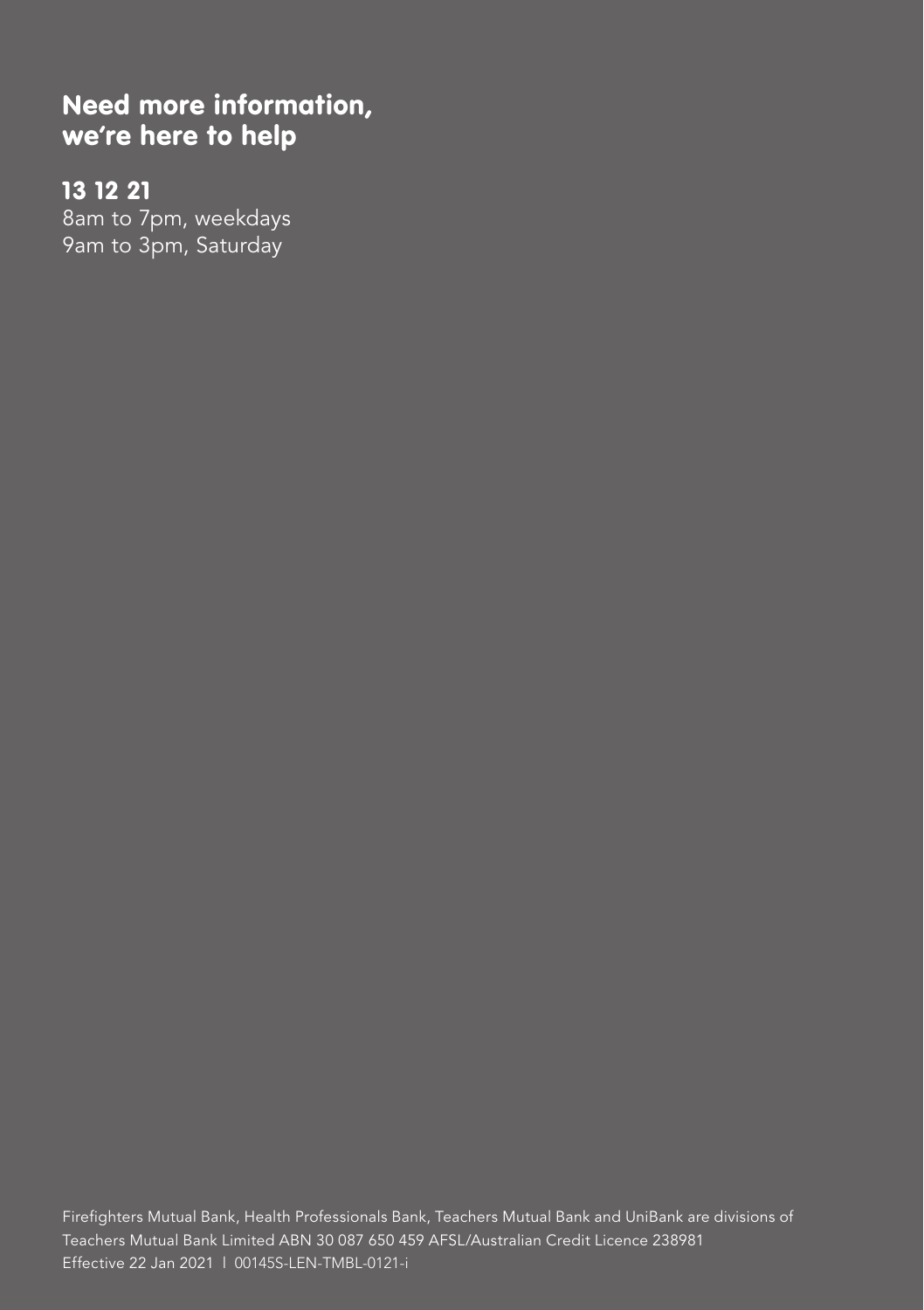## Need more information, we're here to help

### 13 12 21

8am to 7pm, weekdays
9am to 3pm, Saturday

Firefighters Mutual Bank, Health Professionals Bank, Teachers Mutual Bank and UniBank are divisions of Teachers Mutual Bank Limited ABN 30 087 650 459 AFSL/Australian Credit Licence 238981
Effective 22 Jan 2021 I 00145S-LEN-TMBL-0121-i